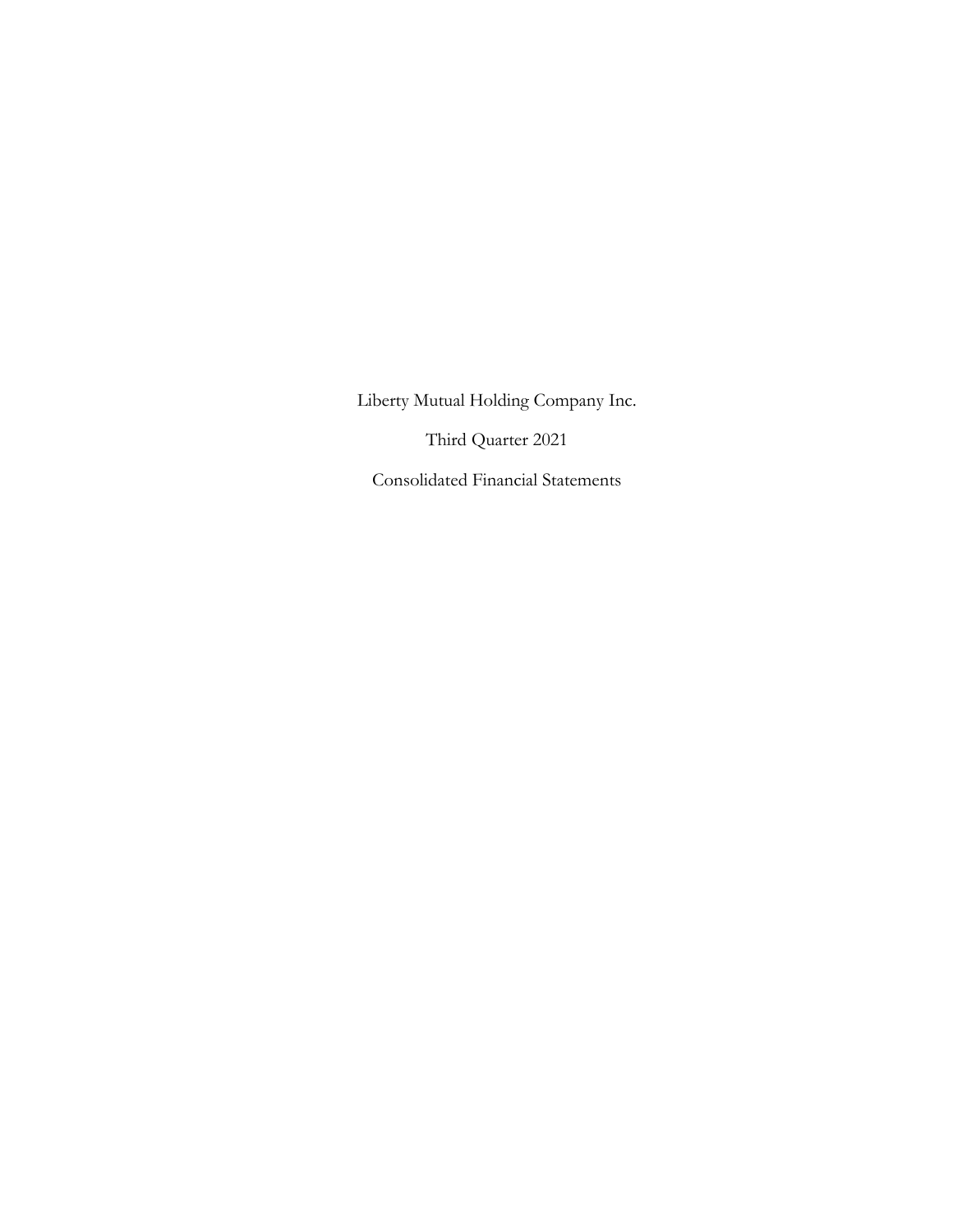Liberty Mutual Holding Company Inc.

Third Quarter 2021

Consolidated Financial Statements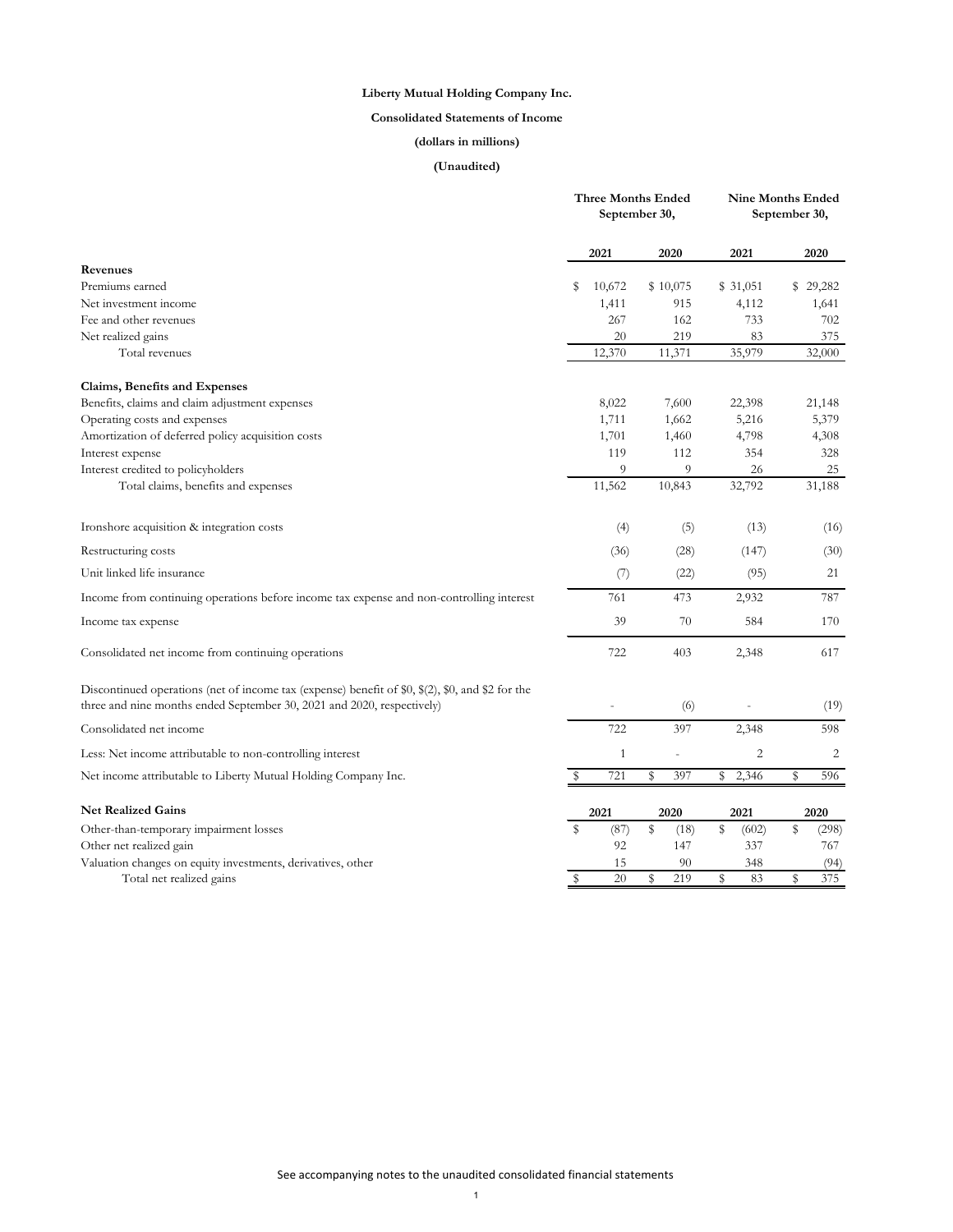**Liberty Mutual Holding Company Inc.**

**Consolidated Statements of Income**

**(dollars in millions)**

**(Unaudited)**

| | Three Months Ended September 30, | | Nine Months Ended September 30, | |
|---|---|---|---|---|
| | **2021** | **2020** | **2021** | **2020** |
| **Revenues** | | | | |
| Premiums earned | $ 10,672 | $ 10,075 | $ 31,051 | $ 29,282 |
| Net investment income | 1,411 | 915 | 4,112 | 1,641 |
| Fee and other revenues | 267 | 162 | 733 | 702 |
| Net realized gains | 20 | 219 | 83 | 375 |
| Total revenues | 12,370 | 11,371 | 35,979 | 32,000 |
| **Claims, Benefits and Expenses** | | | | |
| Benefits, claims and claim adjustment expenses | 8,022 | 7,600 | 22,398 | 21,148 |
| Operating costs and expenses | 1,711 | 1,662 | 5,216 | 5,379 |
| Amortization of deferred policy acquisition costs | 1,701 | 1,460 | 4,798 | 4,308 |
| Interest expense | 119 | 112 | 354 | 328 |
| Interest credited to policyholders | 9 | 9 | 26 | 25 |
| Total claims, benefits and expenses | 11,562 | 10,843 | 32,792 | 31,188 |
| Ironshore acquisition & integration costs | (4) | (5) | (13) | (16) |
| Restructuring costs | (36) | (28) | (147) | (30) |
| Unit linked life insurance | (7) | (22) | (95) | 21 |
| Income from continuing operations before income tax expense and non-controlling interest | 761 | 473 | 2,932 | 787 |
| Income tax expense | 39 | 70 | 584 | 170 |
| Consolidated net income from continuing operations | 722 | 403 | 2,348 | 617 |
| Discontinued operations (net of income tax (expense) benefit of $0, $(2), $0, and $2 for the three and nine months ended September 30, 2021 and 2020, respectively) | - | (6) | - | (19) |
| Consolidated net income | 722 | 397 | 2,348 | 598 |
| Less: Net income attributable to non-controlling interest | 1 | - | 2 | 2 |
| Net income attributable to Liberty Mutual Holding Company Inc. | $ 721 | $ 397 | $ 2,346 | $ 596 |

| **Net Realized Gains** | **2021** | **2020** | **2021** | **2020** |
|---|---|---|---|---|
| Other-than-temporary impairment losses | $ (87) | $ (18) | $ (602) | $ (298) |
| Other net realized gain | 92 | 147 | 337 | 767 |
| Valuation changes on equity investments, derivatives, other | 15 | 90 | 348 | (94) |
| Total net realized gains | $ 20 | $ 219 | $ 83 | $ 375 |

See accompanying notes to the unaudited consolidated financial statements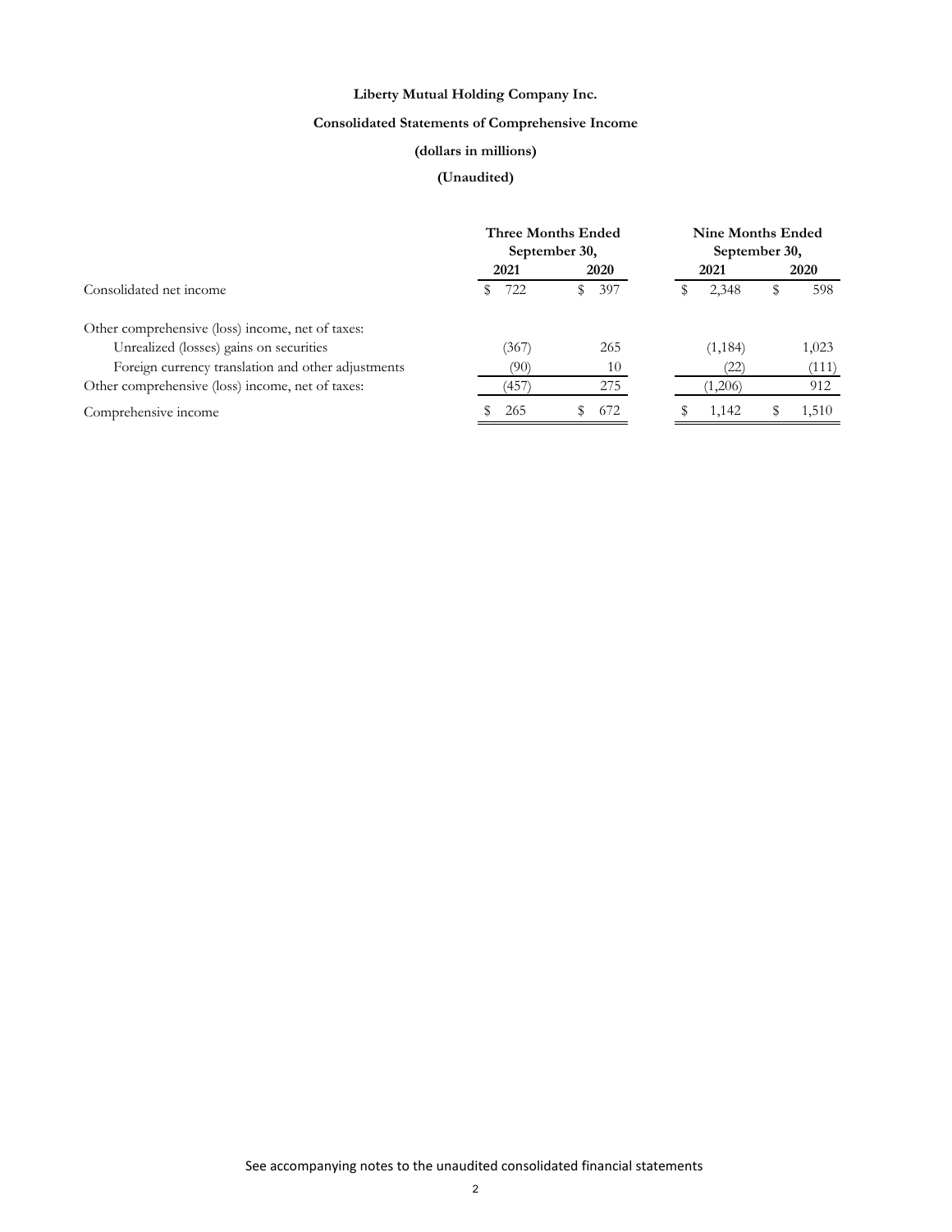**Liberty Mutual Holding Company Inc.**

**Consolidated Statements of Comprehensive Income**

**(dollars in millions)**

**(Unaudited)**

| | Three Months Ended September 30, | | Nine Months Ended September 30, | |
|---|---|---|---|---|
| | **2021** | **2020** | **2021** | **2020** |
| Consolidated net income | $ 722 | $ 397 | $ 2,348 | $ 598 |
| Other comprehensive (loss) income, net of taxes: | | | | |
| Unrealized (losses) gains on securities | (367) | 265 | (1,184) | 1,023 |
| Foreign currency translation and other adjustments | (90) | 10 | (22) | (111) |
| Other comprehensive (loss) income, net of taxes: | (457) | 275 | (1,206) | 912 |
| Comprehensive income | $ 265 | $ 672 | $ 1,142 | $ 1,510 |

See accompanying notes to the unaudited consolidated financial statements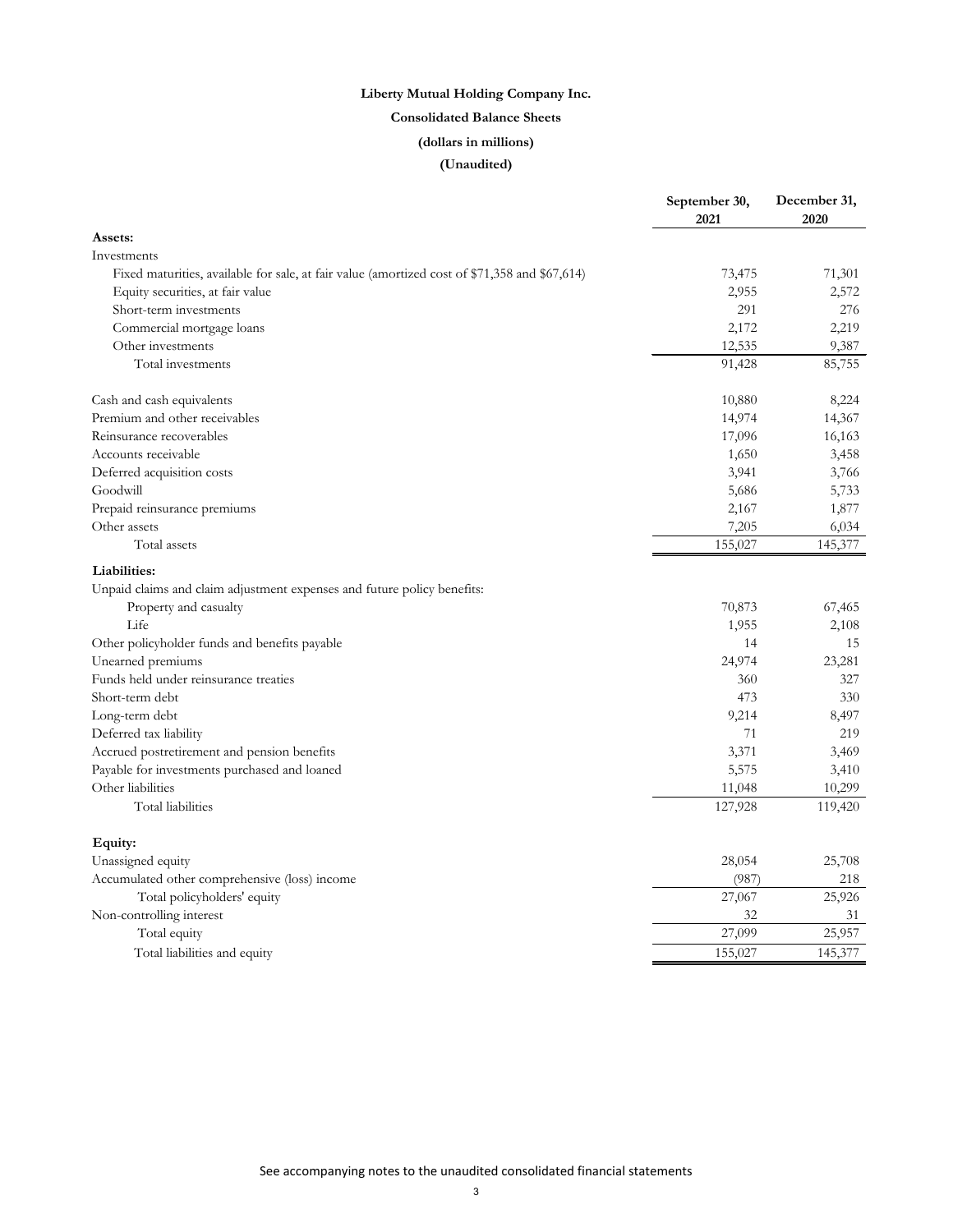**Liberty Mutual Holding Company Inc.**

**Consolidated Balance Sheets**

**(dollars in millions)**

**(Unaudited)**

| | September 30, 2021 | December 31, 2020 |
|---|---|---|
| **Assets:** | | |
| Investments | | |
| Fixed maturities, available for sale, at fair value (amortized cost of $71,358 and $67,614) | 73,475 | 71,301 |
| Equity securities, at fair value | 2,955 | 2,572 |
| Short-term investments | 291 | 276 |
| Commercial mortgage loans | 2,172 | 2,219 |
| Other investments | 12,535 | 9,387 |
| Total investments | 91,428 | 85,755 |
| | | |
| Cash and cash equivalents | 10,880 | 8,224 |
| Premium and other receivables | 14,974 | 14,367 |
| Reinsurance recoverables | 17,096 | 16,163 |
| Accounts receivable | 1,650 | 3,458 |
| Deferred acquisition costs | 3,941 | 3,766 |
| Goodwill | 5,686 | 5,733 |
| Prepaid reinsurance premiums | 2,167 | 1,877 |
| Other assets | 7,205 | 6,034 |
| Total assets | 155,027 | 145,377 |
| **Liabilities:** | | |
| Unpaid claims and claim adjustment expenses and future policy benefits: | | |
| Property and casualty | 70,873 | 67,465 |
| Life | 1,955 | 2,108 |
| Other policyholder funds and benefits payable | 14 | 15 |
| Unearned premiums | 24,974 | 23,281 |
| Funds held under reinsurance treaties | 360 | 327 |
| Short-term debt | 473 | 330 |
| Long-term debt | 9,214 | 8,497 |
| Deferred tax liability | 71 | 219 |
| Accrued postretirement and pension benefits | 3,371 | 3,469 |
| Payable for investments purchased and loaned | 5,575 | 3,410 |
| Other liabilities | 11,048 | 10,299 |
| Total liabilities | 127,928 | 119,420 |
| | | |
| **Equity:** | | |
| Unassigned equity | 28,054 | 25,708 |
| Accumulated other comprehensive (loss) income | (987) | 218 |
| Total policyholders' equity | 27,067 | 25,926 |
| Non-controlling interest | 32 | 31 |
| Total equity | 27,099 | 25,957 |
| Total liabilities and equity | 155,027 | 145,377 |

See accompanying notes to the unaudited consolidated financial statements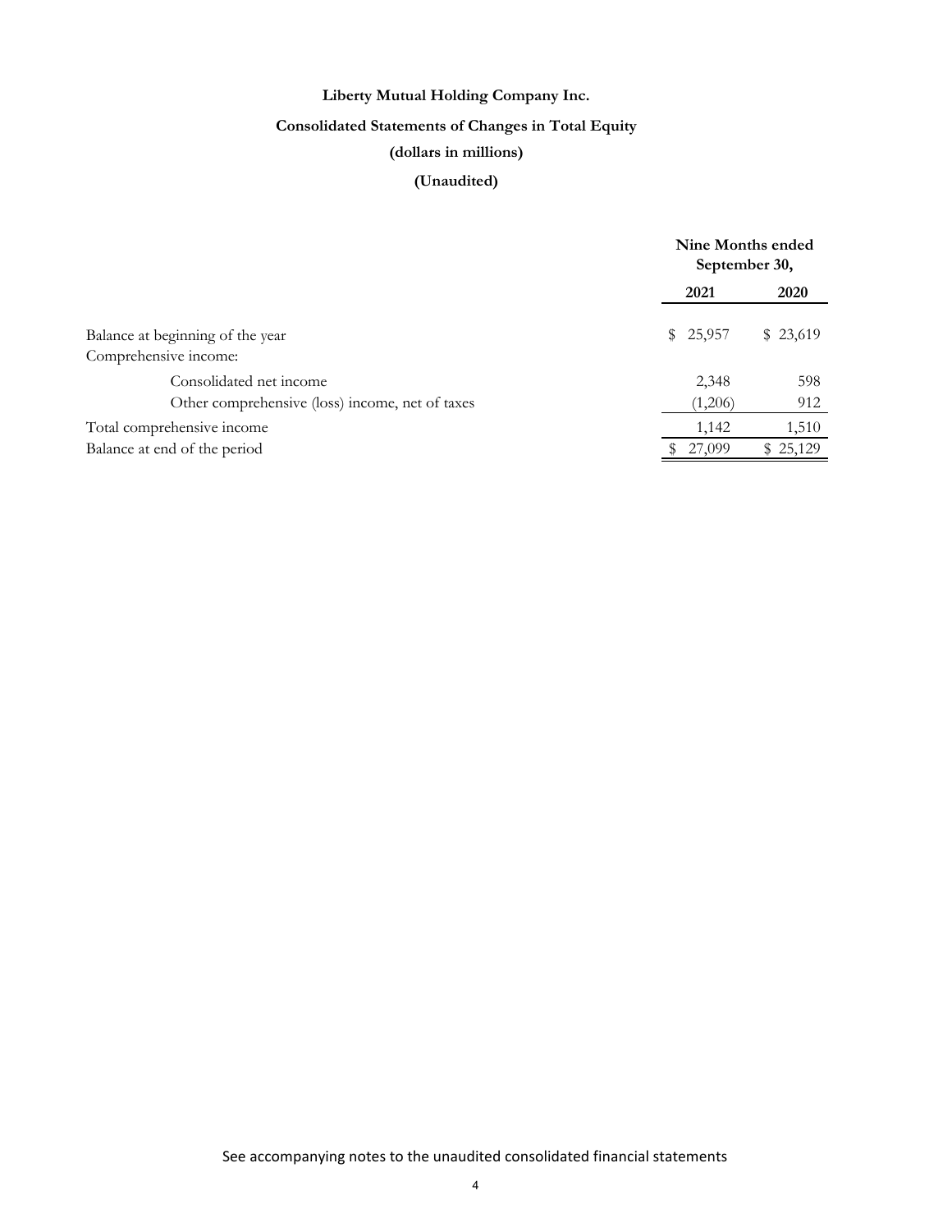# Liberty Mutual Holding Company Inc.

## Consolidated Statements of Changes in Total Equity

**(dollars in millions)**

**(Unaudited)**

| | Nine Months ended September 30, | |
|---|---|---|
| | **2021** | **2020** |
| Balance at beginning of the year | $ 25,957 | $ 23,619 |
| Comprehensive income: | | |
| Consolidated net income | 2,348 | 598 |
| Other comprehensive (loss) income, net of taxes | (1,206) | 912 |
| Total comprehensive income | 1,142 | 1,510 |
| Balance at end of the period | $ 27,099 | $ 25,129 |

See accompanying notes to the unaudited consolidated financial statements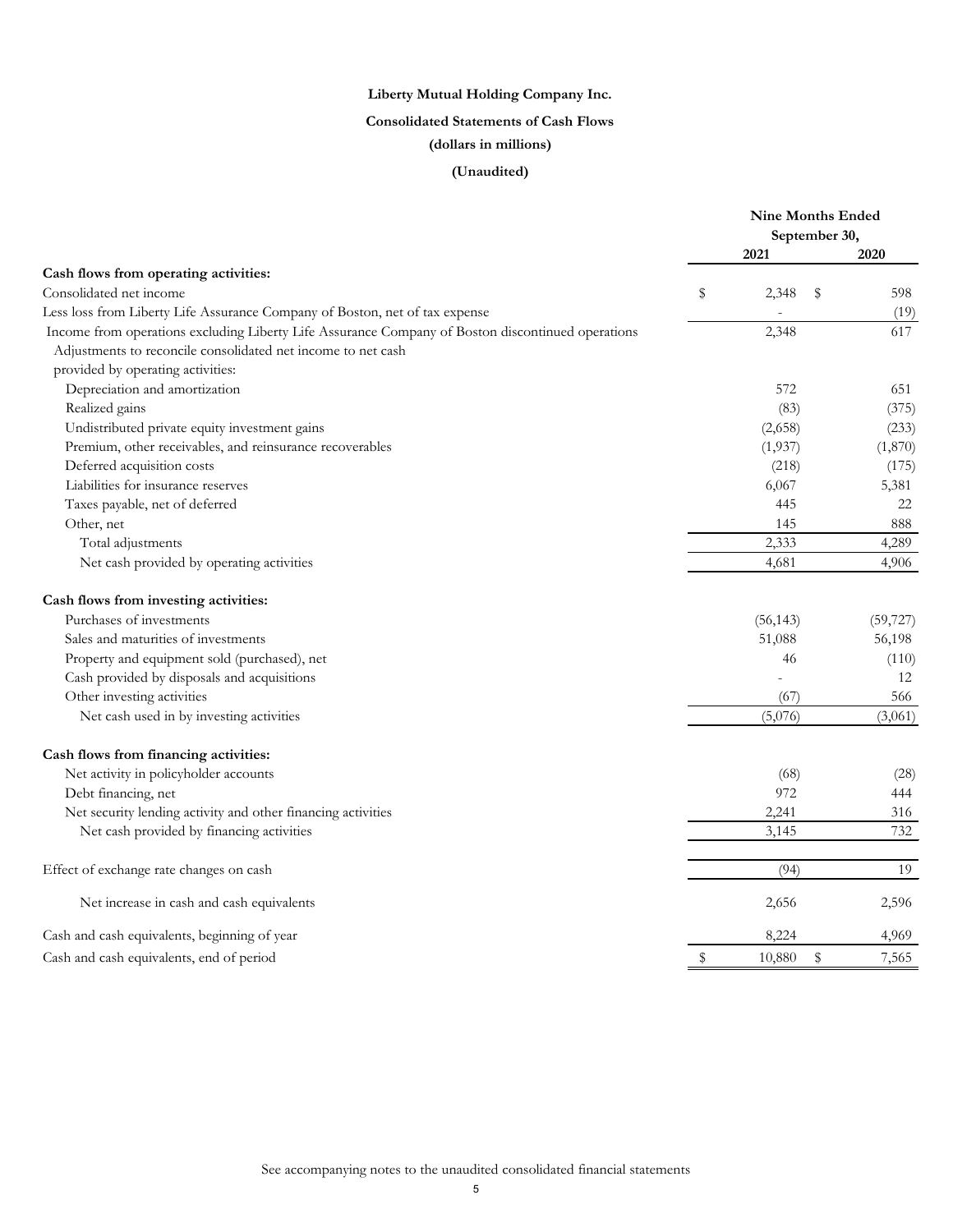**Liberty Mutual Holding Company Inc.**

**Consolidated Statements of Cash Flows**

**(dollars in millions)**

**(Unaudited)**

| | Nine Months Ended September 30, | |
|---|---|---|
| | **2021** | **2020** |
| **Cash flows from operating activities:** | | |
| Consolidated net income | $ 2,348 | $ 598 |
| Less loss from Liberty Life Assurance Company of Boston, net of tax expense | - | (19) |
| Income from operations excluding Liberty Life Assurance Company of Boston discontinued operations | 2,348 | 617 |
| Adjustments to reconcile consolidated net income to net cash provided by operating activities: | | |
| Depreciation and amortization | 572 | 651 |
| Realized gains | (83) | (375) |
| Undistributed private equity investment gains | (2,658) | (233) |
| Premium, other receivables, and reinsurance recoverables | (1,937) | (1,870) |
| Deferred acquisition costs | (218) | (175) |
| Liabilities for insurance reserves | 6,067 | 5,381 |
| Taxes payable, net of deferred | 445 | 22 |
| Other, net | 145 | 888 |
| Total adjustments | 2,333 | 4,289 |
| Net cash provided by operating activities | 4,681 | 4,906 |
| **Cash flows from investing activities:** | | |
| Purchases of investments | (56,143) | (59,727) |
| Sales and maturities of investments | 51,088 | 56,198 |
| Property and equipment sold (purchased), net | 46 | (110) |
| Cash provided by disposals and acquisitions | - | 12 |
| Other investing activities | (67) | 566 |
| Net cash used in by investing activities | (5,076) | (3,061) |
| **Cash flows from financing activities:** | | |
| Net activity in policyholder accounts | (68) | (28) |
| Debt financing, net | 972 | 444 |
| Net security lending activity and other financing activities | 2,241 | 316 |
| Net cash provided by financing activities | 3,145 | 732 |
| Effect of exchange rate changes on cash | (94) | 19 |
| Net increase in cash and cash equivalents | 2,656 | 2,596 |
| Cash and cash equivalents, beginning of year | 8,224 | 4,969 |
| Cash and cash equivalents, end of period | $ 10,880 | $ 7,565 |

See accompanying notes to the unaudited consolidated financial statements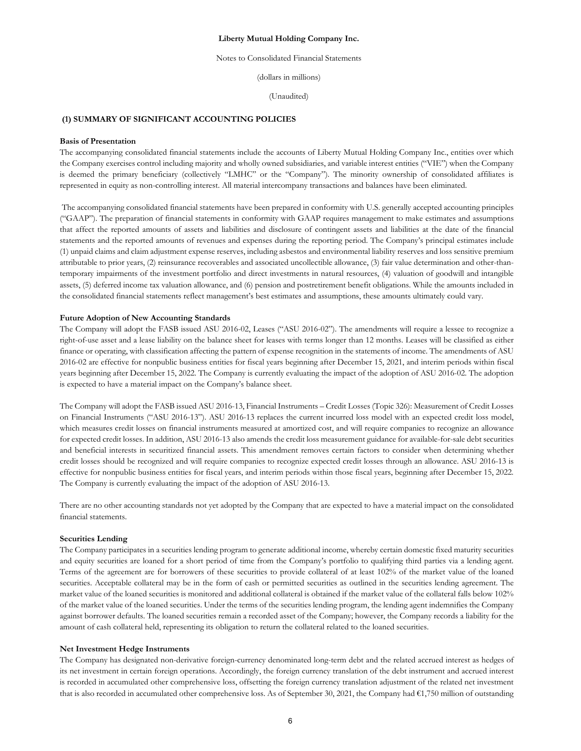**Liberty Mutual Holding Company Inc.**

Notes to Consolidated Financial Statements

(dollars in millions)

(Unaudited)

## (1) SUMMARY OF SIGNIFICANT ACCOUNTING POLICIES

### Basis of Presentation

The accompanying consolidated financial statements include the accounts of Liberty Mutual Holding Company Inc., entities over which the Company exercises control including majority and wholly owned subsidiaries, and variable interest entities ("VIE") when the Company is deemed the primary beneficiary (collectively "LMHC" or the "Company"). The minority ownership of consolidated affiliates is represented in equity as non-controlling interest. All material intercompany transactions and balances have been eliminated.

The accompanying consolidated financial statements have been prepared in conformity with U.S. generally accepted accounting principles ("GAAP"). The preparation of financial statements in conformity with GAAP requires management to make estimates and assumptions that affect the reported amounts of assets and liabilities and disclosure of contingent assets and liabilities at the date of the financial statements and the reported amounts of revenues and expenses during the reporting period. The Company's principal estimates include (1) unpaid claims and claim adjustment expense reserves, including asbestos and environmental liability reserves and loss sensitive premium attributable to prior years, (2) reinsurance recoverables and associated uncollectible allowance, (3) fair value determination and other-than-temporary impairments of the investment portfolio and direct investments in natural resources, (4) valuation of goodwill and intangible assets, (5) deferred income tax valuation allowance, and (6) pension and postretirement benefit obligations. While the amounts included in the consolidated financial statements reflect management's best estimates and assumptions, these amounts ultimately could vary.

### Future Adoption of New Accounting Standards

The Company will adopt the FASB issued ASU 2016-02, Leases ("ASU 2016-02"). The amendments will require a lessee to recognize a right-of-use asset and a lease liability on the balance sheet for leases with terms longer than 12 months. Leases will be classified as either finance or operating, with classification affecting the pattern of expense recognition in the statements of income. The amendments of ASU 2016-02 are effective for nonpublic business entities for fiscal years beginning after December 15, 2021, and interim periods within fiscal years beginning after December 15, 2022. The Company is currently evaluating the impact of the adoption of ASU 2016-02. The adoption is expected to have a material impact on the Company's balance sheet.

The Company will adopt the FASB issued ASU 2016-13, Financial Instruments – Credit Losses (Topic 326): Measurement of Credit Losses on Financial Instruments ("ASU 2016-13"). ASU 2016-13 replaces the current incurred loss model with an expected credit loss model, which measures credit losses on financial instruments measured at amortized cost, and will require companies to recognize an allowance for expected credit losses. In addition, ASU 2016-13 also amends the credit loss measurement guidance for available-for-sale debt securities and beneficial interests in securitized financial assets. This amendment removes certain factors to consider when determining whether credit losses should be recognized and will require companies to recognize expected credit losses through an allowance. ASU 2016-13 is effective for nonpublic business entities for fiscal years, and interim periods within those fiscal years, beginning after December 15, 2022. The Company is currently evaluating the impact of the adoption of ASU 2016-13.

There are no other accounting standards not yet adopted by the Company that are expected to have a material impact on the consolidated financial statements.

### Securities Lending

The Company participates in a securities lending program to generate additional income, whereby certain domestic fixed maturity securities and equity securities are loaned for a short period of time from the Company's portfolio to qualifying third parties via a lending agent. Terms of the agreement are for borrowers of these securities to provide collateral of at least 102% of the market value of the loaned securities. Acceptable collateral may be in the form of cash or permitted securities as outlined in the securities lending agreement. The market value of the loaned securities is monitored and additional collateral is obtained if the market value of the collateral falls below 102% of the market value of the loaned securities. Under the terms of the securities lending program, the lending agent indemnifies the Company against borrower defaults. The loaned securities remain a recorded asset of the Company; however, the Company records a liability for the amount of cash collateral held, representing its obligation to return the collateral related to the loaned securities.

### Net Investment Hedge Instruments

The Company has designated non-derivative foreign-currency denominated long-term debt and the related accrued interest as hedges of its net investment in certain foreign operations. Accordingly, the foreign currency translation of the debt instrument and accrued interest is recorded in accumulated other comprehensive loss, offsetting the foreign currency translation adjustment of the related net investment that is also recorded in accumulated other comprehensive loss. As of September 30, 2021, the Company had €1,750 million of outstanding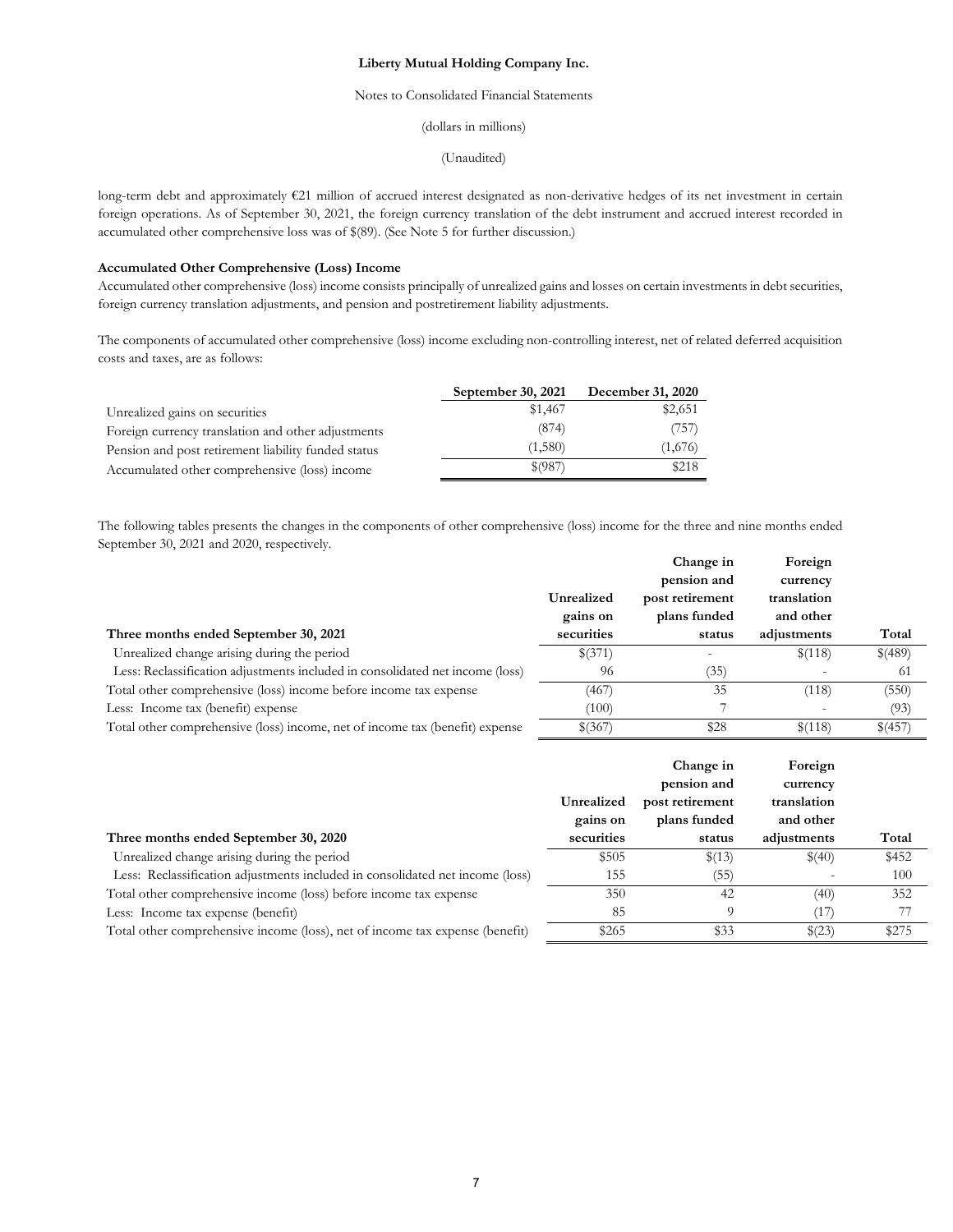long-term debt and approximately €21 million of accrued interest designated as non-derivative hedges of its net investment in certain foreign operations. As of September 30, 2021, the foreign currency translation of the debt instrument and accrued interest recorded in accumulated other comprehensive loss was of $(89). (See Note 5 for further discussion.)

**Accumulated Other Comprehensive (Loss) Income**

Accumulated other comprehensive (loss) income consists principally of unrealized gains and losses on certain investments in debt securities, foreign currency translation adjustments, and pension and postretirement liability adjustments.

The components of accumulated other comprehensive (loss) income excluding non-controlling interest, net of related deferred acquisition costs and taxes, are as follows:

| | September 30, 2021 | December 31, 2020 |
|---|---|---|
| Unrealized gains on securities | $1,467 | $2,651 |
| Foreign currency translation and other adjustments | (874) | (757) |
| Pension and post retirement liability funded status | (1,580) | (1,676) |
| Accumulated other comprehensive (loss) income | $(987) | $218 |

The following tables presents the changes in the components of other comprehensive (loss) income for the three and nine months ended September 30, 2021 and 2020, respectively.

| Three months ended September 30, 2021 | Unrealized gains on securities | Change in pension and post retirement plans funded status | Foreign currency translation and other adjustments | Total |
|---|---|---|---|---|
| Unrealized change arising during the period | $(371) | - | $(118) | $(489) |
| Less: Reclassification adjustments included in consolidated net income (loss) | 96 | (35) | - | 61 |
| Total other comprehensive (loss) income before income tax expense | (467) | 35 | (118) | (550) |
| Less: Income tax (benefit) expense | (100) | 7 | - | (93) |
| Total other comprehensive (loss) income, net of income tax (benefit) expense | $(367) | $28 | $(118) | $(457) |

| Three months ended September 30, 2020 | Unrealized gains on securities | Change in pension and post retirement plans funded status | Foreign currency translation and other adjustments | Total |
|---|---|---|---|---|
| Unrealized change arising during the period | $505 | $(13) | $(40) | $452 |
| Less: Reclassification adjustments included in consolidated net income (loss) | 155 | (55) | - | 100 |
| Total other comprehensive income (loss) before income tax expense | 350 | 42 | (40) | 352 |
| Less: Income tax expense (benefit) | 85 | 9 | (17) | 77 |
| Total other comprehensive income (loss), net of income tax expense (benefit) | $265 | $33 | $(23) | $275 |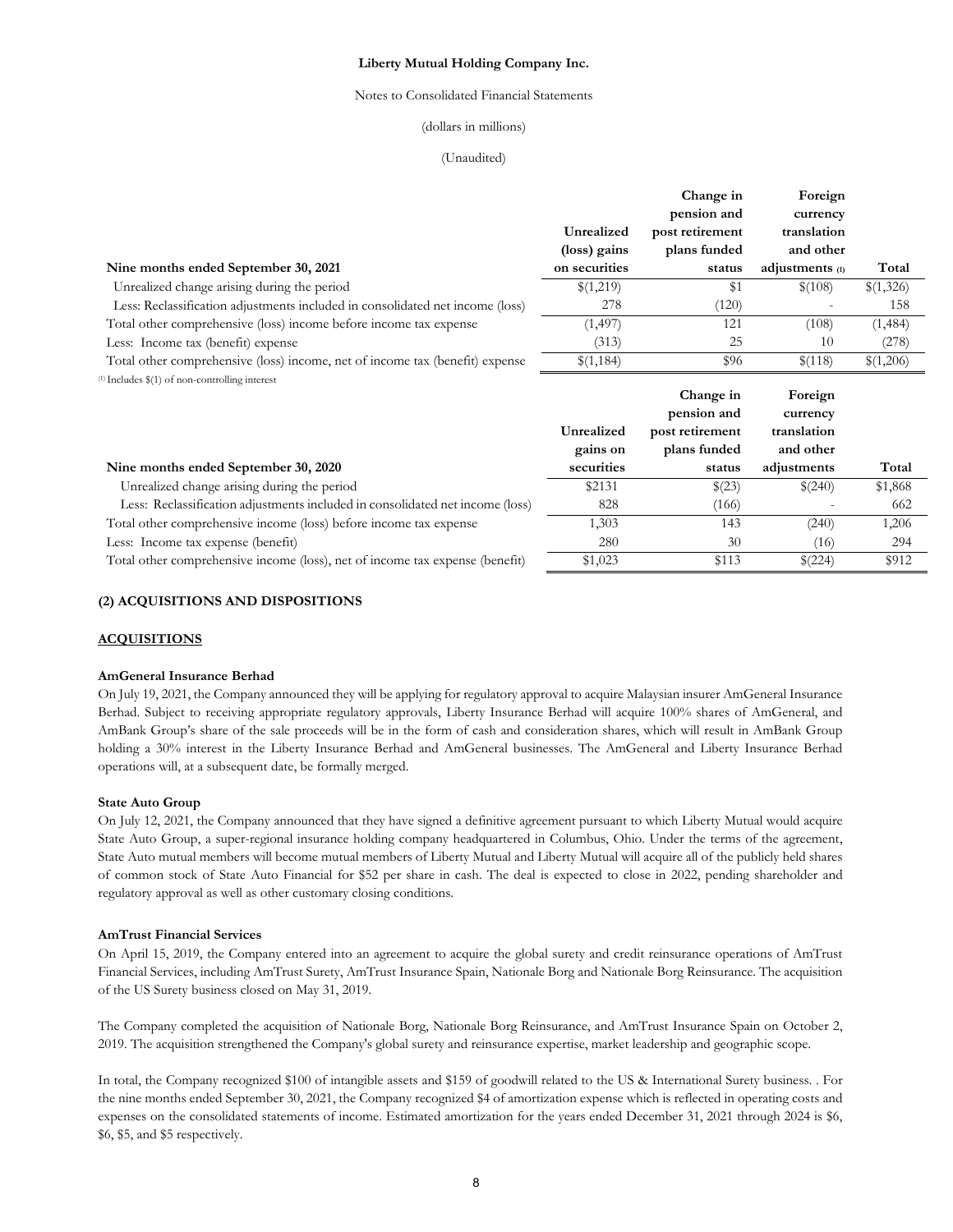| Nine months ended September 30, 2021 | Unrealized (loss) gains on securities | Change in pension and post retirement plans funded status | Foreign currency translation and other adjustments [(1)] | Total |
|---|---|---|---|---|
| Unrealized change arising during the period | $(1,219) | $1 | $(108) | $(1,326) |
| Less: Reclassification adjustments included in consolidated net income (loss) | 278 | (120) | - | 158 |
| Total other comprehensive (loss) income before income tax expense | (1,497) | 121 | (108) | (1,484) |
| Less: Income tax (benefit) expense | (313) | 25 | 10 | (278) |
| Total other comprehensive (loss) income, net of income tax (benefit) expense | $(1,184) | $96 | $(118) | $(1,206) |

[(1)] Includes $(1) of non-controlling interest

| Nine months ended September 30, 2020 | Unrealized gains on securities | Change in pension and post retirement plans funded status | Foreign currency translation and other adjustments | Total |
|---|---|---|---|---|
| Unrealized change arising during the period | $2131 | $(23) | $(240) | $1,868 |
| Less: Reclassification adjustments included in consolidated net income (loss) | 828 | (166) | - | 662 |
| Total other comprehensive income (loss) before income tax expense | 1,303 | 143 | (240) | 1,206 |
| Less: Income tax expense (benefit) | 280 | 30 | (16) | 294 |
| Total other comprehensive income (loss), net of income tax expense (benefit) | $1,023 | $113 | $(224) | $912 |

## (2) ACQUISITIONS AND DISPOSITIONS

### ACQUISITIONS

**AmGeneral Insurance Berhad**

On July 19, 2021, the Company announced they will be applying for regulatory approval to acquire Malaysian insurer AmGeneral Insurance Berhad. Subject to receiving appropriate regulatory approvals, Liberty Insurance Berhad will acquire 100% shares of AmGeneral, and AmBank Group's share of the sale proceeds will be in the form of cash and consideration shares, which will result in AmBank Group holding a 30% interest in the Liberty Insurance Berhad and AmGeneral businesses. The AmGeneral and Liberty Insurance Berhad operations will, at a subsequent date, be formally merged.

**State Auto Group**

On July 12, 2021, the Company announced that they have signed a definitive agreement pursuant to which Liberty Mutual would acquire State Auto Group, a super-regional insurance holding company headquartered in Columbus, Ohio. Under the terms of the agreement, State Auto mutual members will become mutual members of Liberty Mutual and Liberty Mutual will acquire all of the publicly held shares of common stock of State Auto Financial for $52 per share in cash. The deal is expected to close in 2022, pending shareholder and regulatory approval as well as other customary closing conditions.

**AmTrust Financial Services**

On April 15, 2019, the Company entered into an agreement to acquire the global surety and credit reinsurance operations of AmTrust Financial Services, including AmTrust Surety, AmTrust Insurance Spain, Nationale Borg and Nationale Borg Reinsurance. The acquisition of the US Surety business closed on May 31, 2019.

The Company completed the acquisition of Nationale Borg, Nationale Borg Reinsurance, and AmTrust Insurance Spain on October 2, 2019. The acquisition strengthened the Company's global surety and reinsurance expertise, market leadership and geographic scope.

In total, the Company recognized $100 of intangible assets and $159 of goodwill related to the US & International Surety business. . For the nine months ended September 30, 2021, the Company recognized $4 of amortization expense which is reflected in operating costs and expenses on the consolidated statements of income. Estimated amortization for the years ended December 31, 2021 through 2024 is $6, $6, $5, and $5 respectively.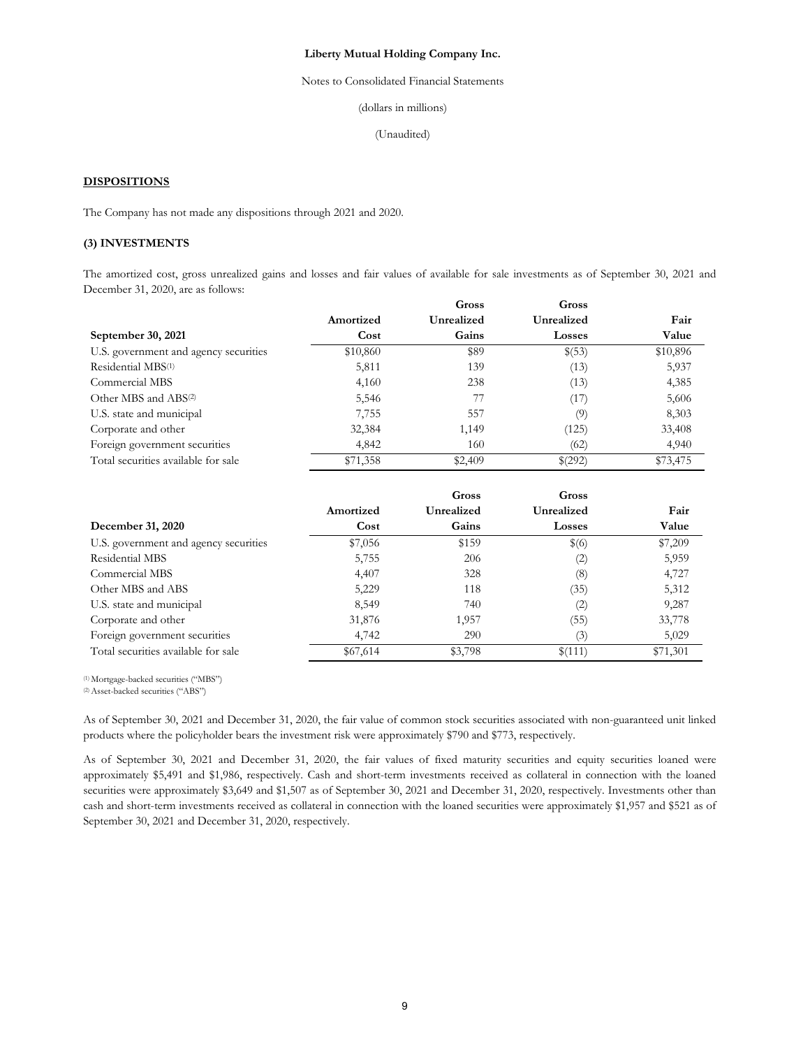## DISPOSITIONS

The Company has not made any dispositions through 2021 and 2020.

### (3) INVESTMENTS

The amortized cost, gross unrealized gains and losses and fair values of available for sale investments as of September 30, 2021 and December 31, 2020, are as follows:

| September 30, 2021 | Amortized Cost | Gross Unrealized Gains | Gross Unrealized Losses | Fair Value |
|---|---|---|---|---|
| U.S. government and agency securities | $10,860 | $89 | $(53) | $10,896 |
| Residential MBS[1] | 5,811 | 139 | (13) | 5,937 |
| Commercial MBS | 4,160 | 238 | (13) | 4,385 |
| Other MBS and ABS[2] | 5,546 | 77 | (17) | 5,606 |
| U.S. state and municipal | 7,755 | 557 | (9) | 8,303 |
| Corporate and other | 32,384 | 1,149 | (125) | 33,408 |
| Foreign government securities | 4,842 | 160 | (62) | 4,940 |
| Total securities available for sale | $71,358 | $2,409 | $(292) | $73,475 |

| December 31, 2020 | Amortized Cost | Gross Unrealized Gains | Gross Unrealized Losses | Fair Value |
|---|---|---|---|---|
| U.S. government and agency securities | $7,056 | $159 | $(6) | $7,209 |
| Residential MBS | 5,755 | 206 | (2) | 5,959 |
| Commercial MBS | 4,407 | 328 | (8) | 4,727 |
| Other MBS and ABS | 5,229 | 118 | (35) | 5,312 |
| U.S. state and municipal | 8,549 | 740 | (2) | 9,287 |
| Corporate and other | 31,876 | 1,957 | (55) | 33,778 |
| Foreign government securities | 4,742 | 290 | (3) | 5,029 |
| Total securities available for sale | $67,614 | $3,798 | $(111) | $71,301 |

[1] Mortgage-backed securities ("MBS")
[2] Asset-backed securities ("ABS")

As of September 30, 2021 and December 31, 2020, the fair value of common stock securities associated with non-guaranteed unit linked products where the policyholder bears the investment risk were approximately $790 and $773, respectively.

As of September 30, 2021 and December 31, 2020, the fair values of fixed maturity securities and equity securities loaned were approximately $5,491 and $1,986, respectively. Cash and short-term investments received as collateral in connection with the loaned securities were approximately $3,649 and $1,507 as of September 30, 2021 and December 31, 2020, respectively. Investments other than cash and short-term investments received as collateral in connection with the loaned securities were approximately $1,957 and $521 as of September 30, 2021 and December 31, 2020, respectively.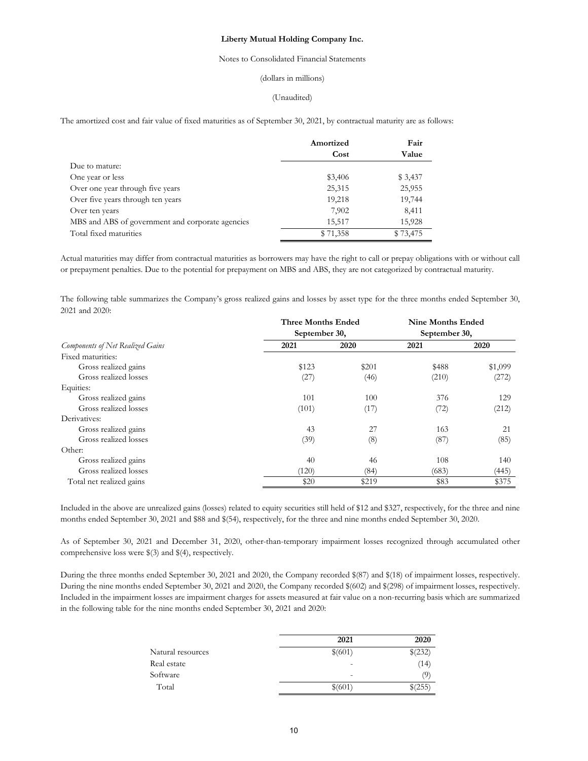The amortized cost and fair value of fixed maturities as of September 30, 2021, by contractual maturity are as follows:

| | Amortized Cost | Fair Value |
|---|---|---|
| Due to mature: | | |
| One year or less | $3,406 | $ 3,437 |
| Over one year through five years | 25,315 | 25,955 |
| Over five years through ten years | 19,218 | 19,744 |
| Over ten years | 7,902 | 8,411 |
| MBS and ABS of government and corporate agencies | 15,517 | 15,928 |
| Total fixed maturities | $ 71,358 | $ 73,475 |

Actual maturities may differ from contractual maturities as borrowers may have the right to call or prepay obligations with or without call or prepayment penalties. Due to the potential for prepayment on MBS and ABS, they are not categorized by contractual maturity.

The following table summarizes the Company's gross realized gains and losses by asset type for the three months ended September 30, 2021 and 2020:

| | Three Months Ended September 30, | | Nine Months Ended September 30, | |
|---|---|---|---|---|
| *Components of Net Realized Gains* | 2021 | 2020 | 2021 | 2020 |
| Fixed maturities: | | | | |
| Gross realized gains | $123 | $201 | $488 | $1,099 |
| Gross realized losses | (27) | (46) | (210) | (272) |
| Equities: | | | | |
| Gross realized gains | 101 | 100 | 376 | 129 |
| Gross realized losses | (101) | (17) | (72) | (212) |
| Derivatives: | | | | |
| Gross realized gains | 43 | 27 | 163 | 21 |
| Gross realized losses | (39) | (8) | (87) | (85) |
| Other: | | | | |
| Gross realized gains | 40 | 46 | 108 | 140 |
| Gross realized losses | (120) | (84) | (683) | (445) |
| Total net realized gains | $20 | $219 | $83 | $375 |

Included in the above are unrealized gains (losses) related to equity securities still held of $12 and $327, respectively, for the three and nine months ended September 30, 2021 and $88 and $(54), respectively, for the three and nine months ended September 30, 2020.

As of September 30, 2021 and December 31, 2020, other-than-temporary impairment losses recognized through accumulated other comprehensive loss were $(3) and $(4), respectively.

During the three months ended September 30, 2021 and 2020, the Company recorded $(87) and $(18) of impairment losses, respectively. During the nine months ended September 30, 2021 and 2020, the Company recorded $(602) and $(298) of impairment losses, respectively. Included in the impairment losses are impairment charges for assets measured at fair value on a non-recurring basis which are summarized in the following table for the nine months ended September 30, 2021 and 2020:

| | 2021 | 2020 |
|---|---|---|
| Natural resources | $(601) | $(232) |
| Real estate | - | (14) |
| Software | - | (9) |
| Total | $(601) | $(255) |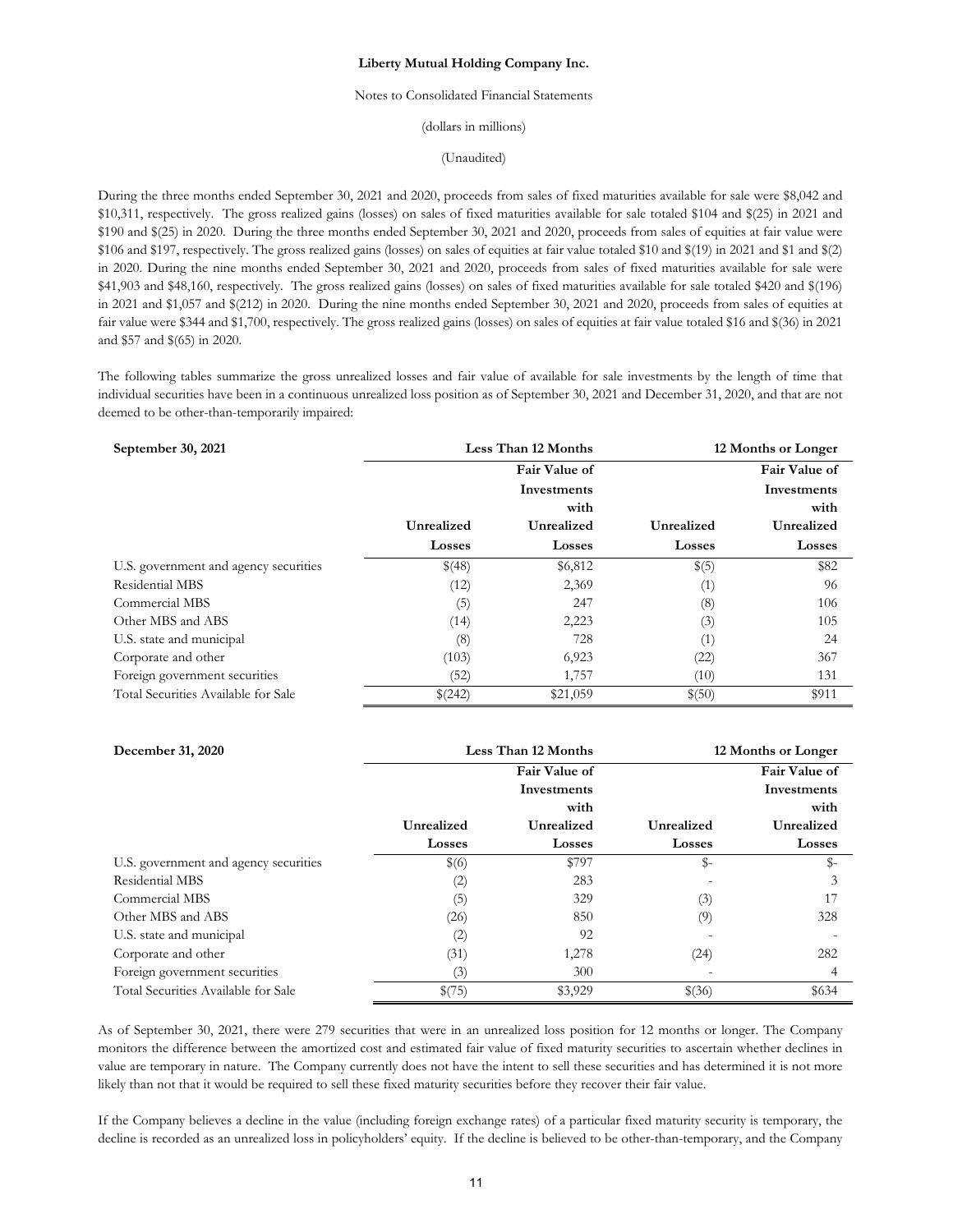During the three months ended September 30, 2021 and 2020, proceeds from sales of fixed maturities available for sale were $8,042 and $10,311, respectively. The gross realized gains (losses) on sales of fixed maturities available for sale totaled $104 and $(25) in 2021 and $190 and $(25) in 2020. During the three months ended September 30, 2021 and 2020, proceeds from sales of equities at fair value were $106 and $197, respectively. The gross realized gains (losses) on sales of equities at fair value totaled $10 and $(19) in 2021 and $1 and $(2) in 2020. During the nine months ended September 30, 2021 and 2020, proceeds from sales of fixed maturities available for sale were $41,903 and $48,160, respectively. The gross realized gains (losses) on sales of fixed maturities available for sale totaled $420 and $(196) in 2021 and $1,057 and $(212) in 2020. During the nine months ended September 30, 2021 and 2020, proceeds from sales of equities at fair value were $344 and $1,700, respectively. The gross realized gains (losses) on sales of equities at fair value totaled $16 and $(36) in 2021 and $57 and $(65) in 2020.

The following tables summarize the gross unrealized losses and fair value of available for sale investments by the length of time that individual securities have been in a continuous unrealized loss position as of September 30, 2021 and December 31, 2020, and that are not deemed to be other-than-temporarily impaired:

| **September 30, 2021** | **Less Than 12 Months** | | **12 Months or Longer** | |
|---|---|---|---|---|
| | **Unrealized Losses** | **Fair Value of Investments with Unrealized Losses** | **Unrealized Losses** | **Fair Value of Investments with Unrealized Losses** |
| U.S. government and agency securities | $(48) | $6,812 | $(5) | $82 |
| Residential MBS | (12) | 2,369 | (1) | 96 |
| Commercial MBS | (5) | 247 | (8) | 106 |
| Other MBS and ABS | (14) | 2,223 | (3) | 105 |
| U.S. state and municipal | (8) | 728 | (1) | 24 |
| Corporate and other | (103) | 6,923 | (22) | 367 |
| Foreign government securities | (52) | 1,757 | (10) | 131 |
| Total Securities Available for Sale | $(242) | $21,059 | $(50) | $911 |

| **December 31, 2020** | **Less Than 12 Months** | | **12 Months or Longer** | |
|---|---|---|---|---|
| | **Unrealized Losses** | **Fair Value of Investments with Unrealized Losses** | **Unrealized Losses** | **Fair Value of Investments with Unrealized Losses** |
| U.S. government and agency securities | $(6) | $797 | $- | $- |
| Residential MBS | (2) | 283 | - | 3 |
| Commercial MBS | (5) | 329 | (3) | 17 |
| Other MBS and ABS | (26) | 850 | (9) | 328 |
| U.S. state and municipal | (2) | 92 | - | - |
| Corporate and other | (31) | 1,278 | (24) | 282 |
| Foreign government securities | (3) | 300 | - | 4 |
| Total Securities Available for Sale | $(75) | $3,929 | $(36) | $634 |

As of September 30, 2021, there were 279 securities that were in an unrealized loss position for 12 months or longer. The Company monitors the difference between the amortized cost and estimated fair value of fixed maturity securities to ascertain whether declines in value are temporary in nature. The Company currently does not have the intent to sell these securities and has determined it is not more likely than not that it would be required to sell these fixed maturity securities before they recover their fair value.

If the Company believes a decline in the value (including foreign exchange rates) of a particular fixed maturity security is temporary, the decline is recorded as an unrealized loss in policyholders' equity. If the decline is believed to be other-than-temporary, and the Company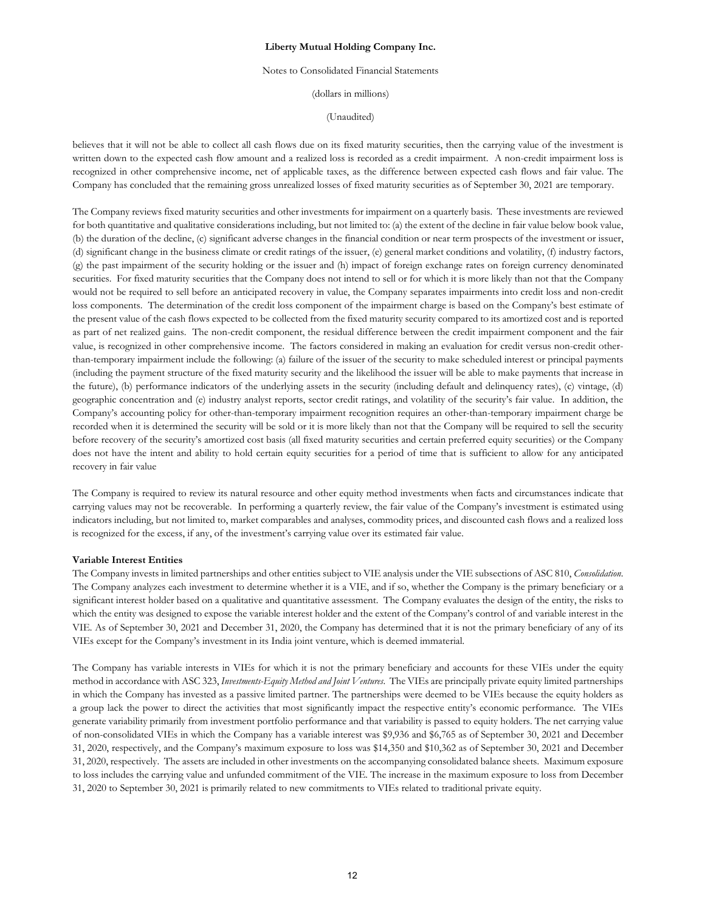believes that it will not be able to collect all cash flows due on its fixed maturity securities, then the carrying value of the investment is written down to the expected cash flow amount and a realized loss is recorded as a credit impairment. A non-credit impairment loss is recognized in other comprehensive income, net of applicable taxes, as the difference between expected cash flows and fair value. The Company has concluded that the remaining gross unrealized losses of fixed maturity securities as of September 30, 2021 are temporary.

The Company reviews fixed maturity securities and other investments for impairment on a quarterly basis. These investments are reviewed for both quantitative and qualitative considerations including, but not limited to: (a) the extent of the decline in fair value below book value, (b) the duration of the decline, (c) significant adverse changes in the financial condition or near term prospects of the investment or issuer, (d) significant change in the business climate or credit ratings of the issuer, (e) general market conditions and volatility, (f) industry factors, (g) the past impairment of the security holding or the issuer and (h) impact of foreign exchange rates on foreign currency denominated securities. For fixed maturity securities that the Company does not intend to sell or for which it is more likely than not that the Company would not be required to sell before an anticipated recovery in value, the Company separates impairments into credit loss and non-credit loss components. The determination of the credit loss component of the impairment charge is based on the Company's best estimate of the present value of the cash flows expected to be collected from the fixed maturity security compared to its amortized cost and is reported as part of net realized gains. The non-credit component, the residual difference between the credit impairment component and the fair value, is recognized in other comprehensive income. The factors considered in making an evaluation for credit versus non-credit other-than-temporary impairment include the following: (a) failure of the issuer of the security to make scheduled interest or principal payments (including the payment structure of the fixed maturity security and the likelihood the issuer will be able to make payments that increase in the future), (b) performance indicators of the underlying assets in the security (including default and delinquency rates), (c) vintage, (d) geographic concentration and (e) industry analyst reports, sector credit ratings, and volatility of the security's fair value. In addition, the Company's accounting policy for other-than-temporary impairment recognition requires an other-than-temporary impairment charge be recorded when it is determined the security will be sold or it is more likely than not that the Company will be required to sell the security before recovery of the security's amortized cost basis (all fixed maturity securities and certain preferred equity securities) or the Company does not have the intent and ability to hold certain equity securities for a period of time that is sufficient to allow for any anticipated recovery in fair value

The Company is required to review its natural resource and other equity method investments when facts and circumstances indicate that carrying values may not be recoverable. In performing a quarterly review, the fair value of the Company's investment is estimated using indicators including, but not limited to, market comparables and analyses, commodity prices, and discounted cash flows and a realized loss is recognized for the excess, if any, of the investment's carrying value over its estimated fair value.

**Variable Interest Entities**

The Company invests in limited partnerships and other entities subject to VIE analysis under the VIE subsections of ASC 810, *Consolidation*. The Company analyzes each investment to determine whether it is a VIE, and if so, whether the Company is the primary beneficiary or a significant interest holder based on a qualitative and quantitative assessment. The Company evaluates the design of the entity, the risks to which the entity was designed to expose the variable interest holder and the extent of the Company's control of and variable interest in the VIE. As of September 30, 2021 and December 31, 2020, the Company has determined that it is not the primary beneficiary of any of its VIEs except for the Company's investment in its India joint venture, which is deemed immaterial.

The Company has variable interests in VIEs for which it is not the primary beneficiary and accounts for these VIEs under the equity method in accordance with ASC 323, *Investments-Equity Method and Joint Ventures*. The VIEs are principally private equity limited partnerships in which the Company has invested as a passive limited partner. The partnerships were deemed to be VIEs because the equity holders as a group lack the power to direct the activities that most significantly impact the respective entity's economic performance. The VIEs generate variability primarily from investment portfolio performance and that variability is passed to equity holders. The net carrying value of non-consolidated VIEs in which the Company has a variable interest was $9,936 and $6,765 as of September 30, 2021 and December 31, 2020, respectively, and the Company's maximum exposure to loss was $14,350 and $10,362 as of September 30, 2021 and December 31, 2020, respectively. The assets are included in other investments on the accompanying consolidated balance sheets. Maximum exposure to loss includes the carrying value and unfunded commitment of the VIE. The increase in the maximum exposure to loss from December 31, 2020 to September 30, 2021 is primarily related to new commitments to VIEs related to traditional private equity.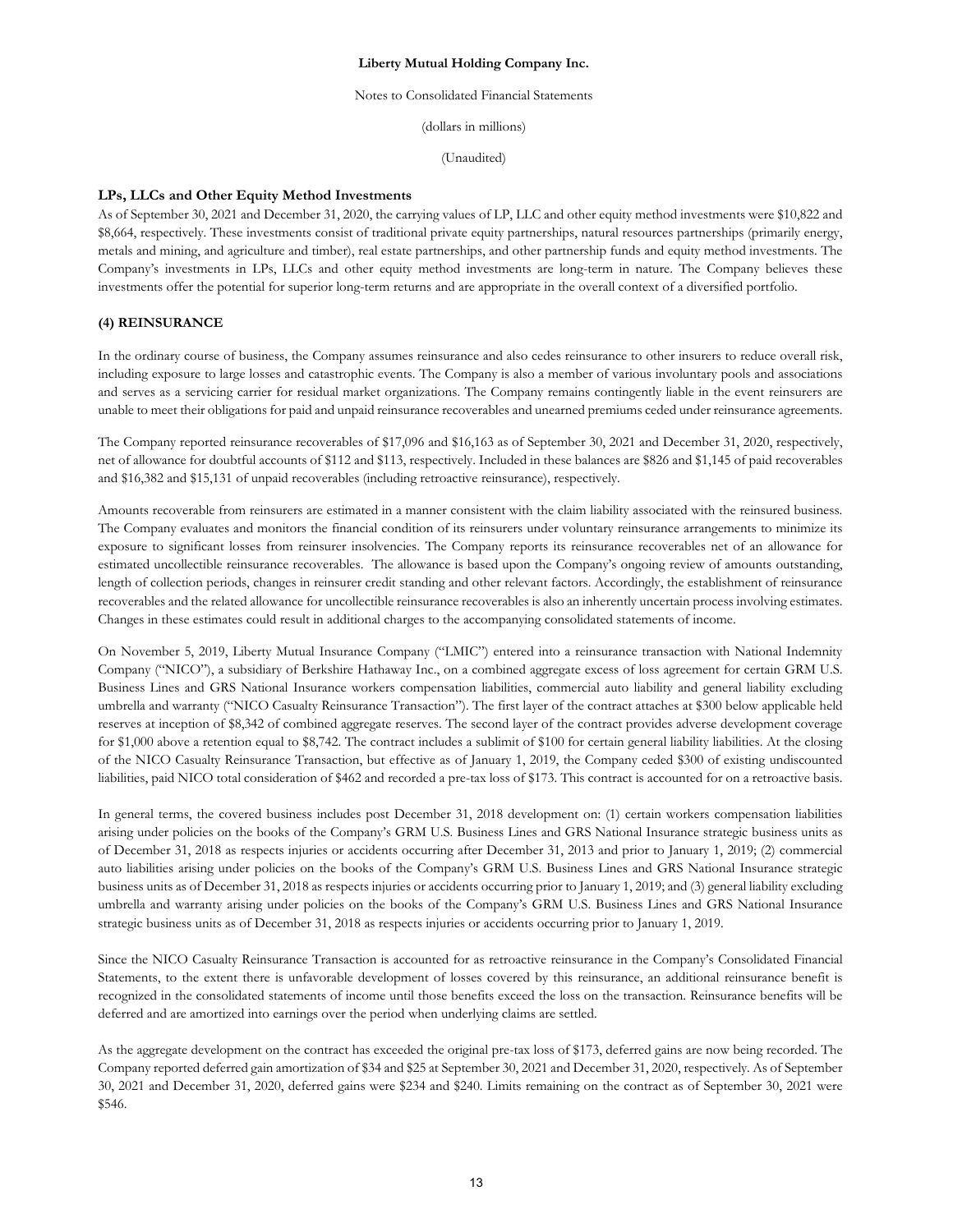### LPs, LLCs and Other Equity Method Investments

As of September 30, 2021 and December 31, 2020, the carrying values of LP, LLC and other equity method investments were $10,822 and $8,664, respectively. These investments consist of traditional private equity partnerships, natural resources partnerships (primarily energy, metals and mining, and agriculture and timber), real estate partnerships, and other partnership funds and equity method investments. The Company's investments in LPs, LLCs and other equity method investments are long-term in nature. The Company believes these investments offer the potential for superior long-term returns and are appropriate in the overall context of a diversified portfolio.

### (4) REINSURANCE

In the ordinary course of business, the Company assumes reinsurance and also cedes reinsurance to other insurers to reduce overall risk, including exposure to large losses and catastrophic events. The Company is also a member of various involuntary pools and associations and serves as a servicing carrier for residual market organizations. The Company remains contingently liable in the event reinsurers are unable to meet their obligations for paid and unpaid reinsurance recoverables and unearned premiums ceded under reinsurance agreements.

The Company reported reinsurance recoverables of $17,096 and $16,163 as of September 30, 2021 and December 31, 2020, respectively, net of allowance for doubtful accounts of $112 and $113, respectively. Included in these balances are $826 and $1,145 of paid recoverables and $16,382 and $15,131 of unpaid recoverables (including retroactive reinsurance), respectively.

Amounts recoverable from reinsurers are estimated in a manner consistent with the claim liability associated with the reinsured business. The Company evaluates and monitors the financial condition of its reinsurers under voluntary reinsurance arrangements to minimize its exposure to significant losses from reinsurer insolvencies. The Company reports its reinsurance recoverables net of an allowance for estimated uncollectible reinsurance recoverables. The allowance is based upon the Company's ongoing review of amounts outstanding, length of collection periods, changes in reinsurer credit standing and other relevant factors. Accordingly, the establishment of reinsurance recoverables and the related allowance for uncollectible reinsurance recoverables is also an inherently uncertain process involving estimates. Changes in these estimates could result in additional charges to the accompanying consolidated statements of income.

On November 5, 2019, Liberty Mutual Insurance Company ("LMIC") entered into a reinsurance transaction with National Indemnity Company ("NICO"), a subsidiary of Berkshire Hathaway Inc., on a combined aggregate excess of loss agreement for certain GRM U.S. Business Lines and GRS National Insurance workers compensation liabilities, commercial auto liability and general liability excluding umbrella and warranty ("NICO Casualty Reinsurance Transaction"). The first layer of the contract attaches at $300 below applicable held reserves at inception of $8,342 of combined aggregate reserves. The second layer of the contract provides adverse development coverage for $1,000 above a retention equal to $8,742. The contract includes a sublimit of $100 for certain general liability liabilities. At the closing of the NICO Casualty Reinsurance Transaction, but effective as of January 1, 2019, the Company ceded $300 of existing undiscounted liabilities, paid NICO total consideration of $462 and recorded a pre-tax loss of $173. This contract is accounted for on a retroactive basis.

In general terms, the covered business includes post December 31, 2018 development on: (1) certain workers compensation liabilities arising under policies on the books of the Company's GRM U.S. Business Lines and GRS National Insurance strategic business units as of December 31, 2018 as respects injuries or accidents occurring after December 31, 2013 and prior to January 1, 2019; (2) commercial auto liabilities arising under policies on the books of the Company's GRM U.S. Business Lines and GRS National Insurance strategic business units as of December 31, 2018 as respects injuries or accidents occurring prior to January 1, 2019; and (3) general liability excluding umbrella and warranty arising under policies on the books of the Company's GRM U.S. Business Lines and GRS National Insurance strategic business units as of December 31, 2018 as respects injuries or accidents occurring prior to January 1, 2019.

Since the NICO Casualty Reinsurance Transaction is accounted for as retroactive reinsurance in the Company's Consolidated Financial Statements, to the extent there is unfavorable development of losses covered by this reinsurance, an additional reinsurance benefit is recognized in the consolidated statements of income until those benefits exceed the loss on the transaction. Reinsurance benefits will be deferred and are amortized into earnings over the period when underlying claims are settled.

As the aggregate development on the contract has exceeded the original pre-tax loss of $173, deferred gains are now being recorded. The Company reported deferred gain amortization of $34 and $25 at September 30, 2021 and December 31, 2020, respectively. As of September 30, 2021 and December 31, 2020, deferred gains were $234 and $240. Limits remaining on the contract as of September 30, 2021 were $546.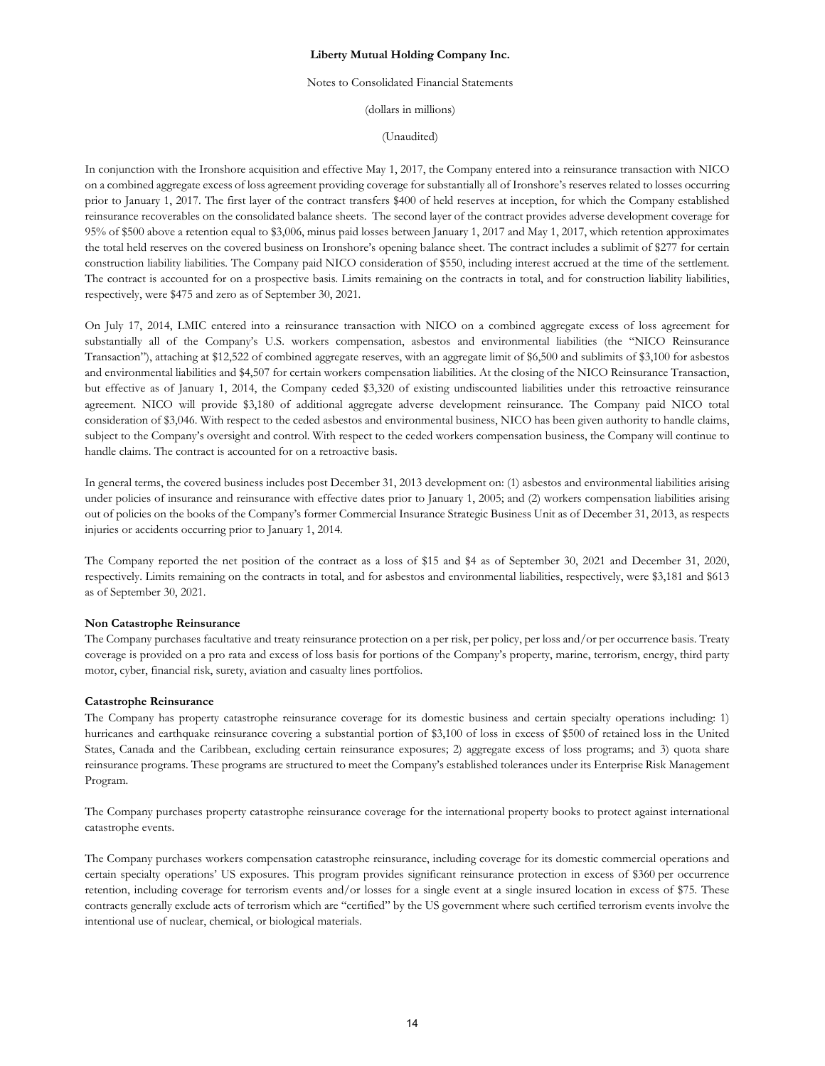In conjunction with the Ironshore acquisition and effective May 1, 2017, the Company entered into a reinsurance transaction with NICO on a combined aggregate excess of loss agreement providing coverage for substantially all of Ironshore's reserves related to losses occurring prior to January 1, 2017. The first layer of the contract transfers $400 of held reserves at inception, for which the Company established reinsurance recoverables on the consolidated balance sheets. The second layer of the contract provides adverse development coverage for 95% of $500 above a retention equal to $3,006, minus paid losses between January 1, 2017 and May 1, 2017, which retention approximates the total held reserves on the covered business on Ironshore's opening balance sheet. The contract includes a sublimit of $277 for certain construction liability liabilities. The Company paid NICO consideration of $550, including interest accrued at the time of the settlement. The contract is accounted for on a prospective basis. Limits remaining on the contracts in total, and for construction liability liabilities, respectively, were $475 and zero as of September 30, 2021.

On July 17, 2014, LMIC entered into a reinsurance transaction with NICO on a combined aggregate excess of loss agreement for substantially all of the Company's U.S. workers compensation, asbestos and environmental liabilities (the "NICO Reinsurance Transaction"), attaching at $12,522 of combined aggregate reserves, with an aggregate limit of $6,500 and sublimits of $3,100 for asbestos and environmental liabilities and $4,507 for certain workers compensation liabilities. At the closing of the NICO Reinsurance Transaction, but effective as of January 1, 2014, the Company ceded $3,320 of existing undiscounted liabilities under this retroactive reinsurance agreement. NICO will provide $3,180 of additional aggregate adverse development reinsurance. The Company paid NICO total consideration of $3,046. With respect to the ceded asbestos and environmental business, NICO has been given authority to handle claims, subject to the Company's oversight and control. With respect to the ceded workers compensation business, the Company will continue to handle claims. The contract is accounted for on a retroactive basis.

In general terms, the covered business includes post December 31, 2013 development on: (1) asbestos and environmental liabilities arising under policies of insurance and reinsurance with effective dates prior to January 1, 2005; and (2) workers compensation liabilities arising out of policies on the books of the Company's former Commercial Insurance Strategic Business Unit as of December 31, 2013, as respects injuries or accidents occurring prior to January 1, 2014.

The Company reported the net position of the contract as a loss of $15 and $4 as of September 30, 2021 and December 31, 2020, respectively. Limits remaining on the contracts in total, and for asbestos and environmental liabilities, respectively, were $3,181 and $613 as of September 30, 2021.

**Non Catastrophe Reinsurance**

The Company purchases facultative and treaty reinsurance protection on a per risk, per policy, per loss and/or per occurrence basis. Treaty coverage is provided on a pro rata and excess of loss basis for portions of the Company's property, marine, terrorism, energy, third party motor, cyber, financial risk, surety, aviation and casualty lines portfolios.

**Catastrophe Reinsurance**

The Company has property catastrophe reinsurance coverage for its domestic business and certain specialty operations including: 1) hurricanes and earthquake reinsurance covering a substantial portion of $3,100 of loss in excess of $500 of retained loss in the United States, Canada and the Caribbean, excluding certain reinsurance exposures; 2) aggregate excess of loss programs; and 3) quota share reinsurance programs. These programs are structured to meet the Company's established tolerances under its Enterprise Risk Management Program.

The Company purchases property catastrophe reinsurance coverage for the international property books to protect against international catastrophe events.

The Company purchases workers compensation catastrophe reinsurance, including coverage for its domestic commercial operations and certain specialty operations' US exposures. This program provides significant reinsurance protection in excess of $360 per occurrence retention, including coverage for terrorism events and/or losses for a single event at a single insured location in excess of $75. These contracts generally exclude acts of terrorism which are "certified" by the US government where such certified terrorism events involve the intentional use of nuclear, chemical, or biological materials.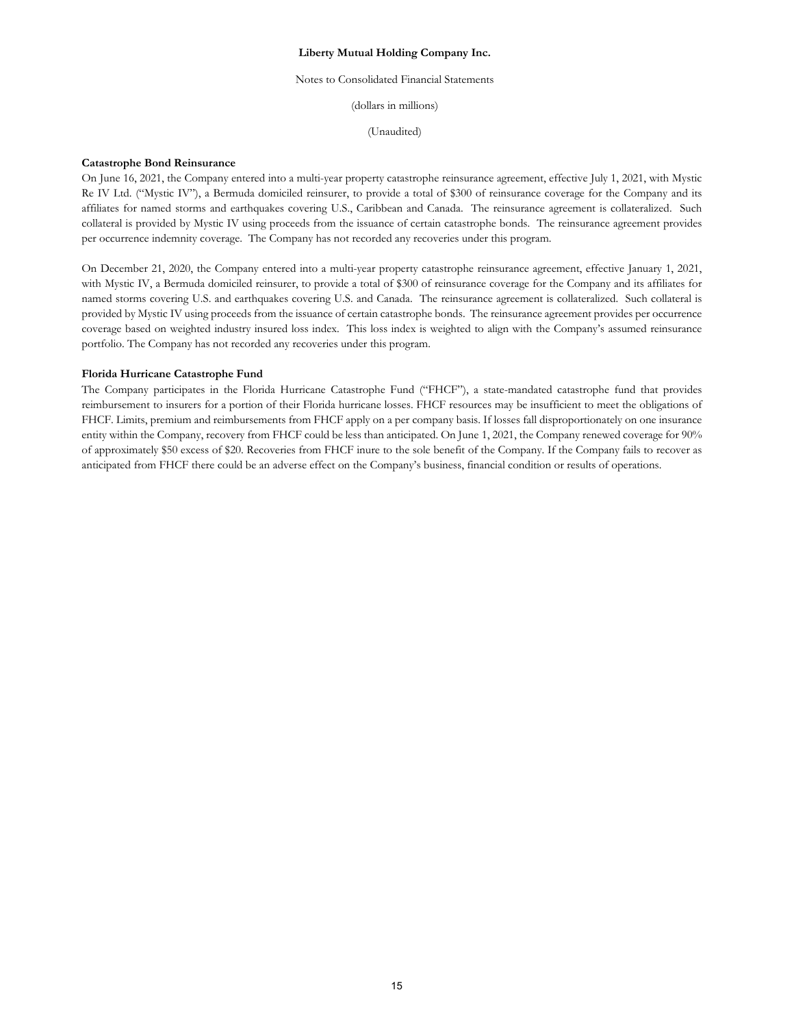**Catastrophe Bond Reinsurance**

On June 16, 2021, the Company entered into a multi-year property catastrophe reinsurance agreement, effective July 1, 2021, with Mystic Re IV Ltd. ("Mystic IV"), a Bermuda domiciled reinsurer, to provide a total of $300 of reinsurance coverage for the Company and its affiliates for named storms and earthquakes covering U.S., Caribbean and Canada. The reinsurance agreement is collateralized. Such collateral is provided by Mystic IV using proceeds from the issuance of certain catastrophe bonds. The reinsurance agreement provides per occurrence indemnity coverage. The Company has not recorded any recoveries under this program.

On December 21, 2020, the Company entered into a multi-year property catastrophe reinsurance agreement, effective January 1, 2021, with Mystic IV, a Bermuda domiciled reinsurer, to provide a total of $300 of reinsurance coverage for the Company and its affiliates for named storms covering U.S. and earthquakes covering U.S. and Canada. The reinsurance agreement is collateralized. Such collateral is provided by Mystic IV using proceeds from the issuance of certain catastrophe bonds. The reinsurance agreement provides per occurrence coverage based on weighted industry insured loss index. This loss index is weighted to align with the Company's assumed reinsurance portfolio. The Company has not recorded any recoveries under this program.

**Florida Hurricane Catastrophe Fund**

The Company participates in the Florida Hurricane Catastrophe Fund ("FHCF"), a state-mandated catastrophe fund that provides reimbursement to insurers for a portion of their Florida hurricane losses. FHCF resources may be insufficient to meet the obligations of FHCF. Limits, premium and reimbursements from FHCF apply on a per company basis. If losses fall disproportionately on one insurance entity within the Company, recovery from FHCF could be less than anticipated. On June 1, 2021, the Company renewed coverage for 90% of approximately $50 excess of $20. Recoveries from FHCF inure to the sole benefit of the Company. If the Company fails to recover as anticipated from FHCF there could be an adverse effect on the Company's business, financial condition or results of operations.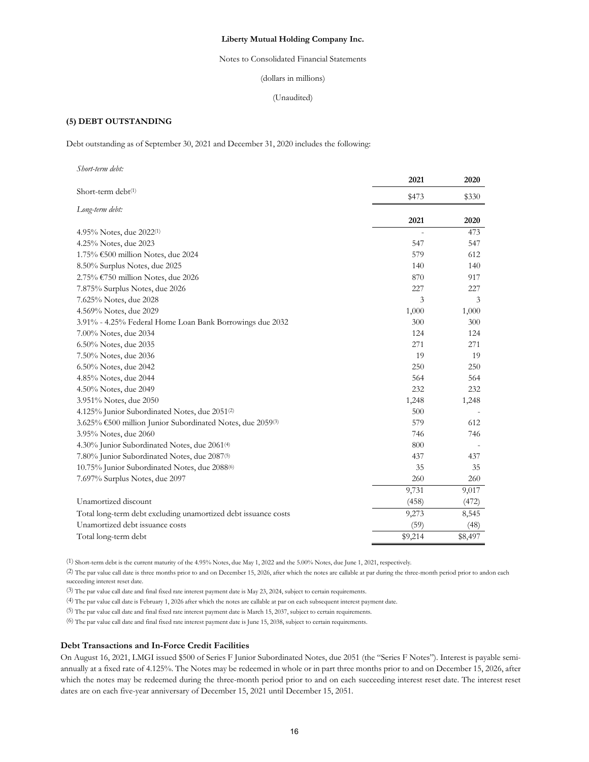Liberty Mutual Holding Company Inc.

Notes to Consolidated Financial Statements

(dollars in millions)

(Unaudited)

## (5) DEBT OUTSTANDING

Debt outstanding as of September 30, 2021 and December 31, 2020 includes the following:

*Short-term debt:*

| | 2021 | 2020 |
|---|---|---|
| Short-term debt[1] | $473 | $330 |

*Long-term debt:*

| | 2021 | 2020 |
|---|---|---|
| 4.95% Notes, due 2022[1] | - | 473 |
| 4.25% Notes, due 2023 | 547 | 547 |
| 1.75% €500 million Notes, due 2024 | 579 | 612 |
| 8.50% Surplus Notes, due 2025 | 140 | 140 |
| 2.75% €750 million Notes, due 2026 | 870 | 917 |
| 7.875% Surplus Notes, due 2026 | 227 | 227 |
| 7.625% Notes, due 2028 | 3 | 3 |
| 4.569% Notes, due 2029 | 1,000 | 1,000 |
| 3.91% - 4.25% Federal Home Loan Bank Borrowings due 2032 | 300 | 300 |
| 7.00% Notes, due 2034 | 124 | 124 |
| 6.50% Notes, due 2035 | 271 | 271 |
| 7.50% Notes, due 2036 | 19 | 19 |
| 6.50% Notes, due 2042 | 250 | 250 |
| 4.85% Notes, due 2044 | 564 | 564 |
| 4.50% Notes, due 2049 | 232 | 232 |
| 3.951% Notes, due 2050 | 1,248 | 1,248 |
| 4.125% Junior Subordinated Notes, due 2051[2] | 500 | - |
| 3.625% €500 million Junior Subordinated Notes, due 2059[3] | 579 | 612 |
| 3.95% Notes, due 2060 | 746 | 746 |
| 4.30% Junior Subordinated Notes, due 2061[4] | 800 | - |
| 7.80% Junior Subordinated Notes, due 2087[5] | 437 | 437 |
| 10.75% Junior Subordinated Notes, due 2088[6] | 35 | 35 |
| 7.697% Surplus Notes, due 2097 | 260 | 260 |
| | 9,731 | 9,017 |
| Unamortized discount | (458) | (472) |
| Total long-term debt excluding unamortized debt issuance costs | 9,273 | 8,545 |
| Unamortized debt issuance costs | (59) | (48) |
| Total long-term debt | $9,214 | $8,497 |

(1) Short-term debt is the current maturity of the 4.95% Notes, due May 1, 2022 and the 5.00% Notes, due June 1, 2021, respectively.

(2) The par value call date is three months prior to and on December 15, 2026, after which the notes are callable at par during the three-month period prior to andon each succeeding interest reset date.

(3) The par value call date and final fixed rate interest payment date is May 23, 2024, subject to certain requirements.

(4) The par value call date is February 1, 2026 after which the notes are callable at par on each subsequent interest payment date.

(5) The par value call date and final fixed rate interest payment date is March 15, 2037, subject to certain requirements.

(6) The par value call date and final fixed rate interest payment date is June 15, 2038, subject to certain requirements.

### Debt Transactions and In-Force Credit Facilities

On August 16, 2021, LMGI issued $500 of Series F Junior Subordinated Notes, due 2051 (the "Series F Notes"). Interest is payable semi-annually at a fixed rate of 4.125%. The Notes may be redeemed in whole or in part three months prior to and on December 15, 2026, after which the notes may be redeemed during the three-month period prior to and on each succeeding interest reset date. The interest reset dates are on each five-year anniversary of December 15, 2021 until December 15, 2051.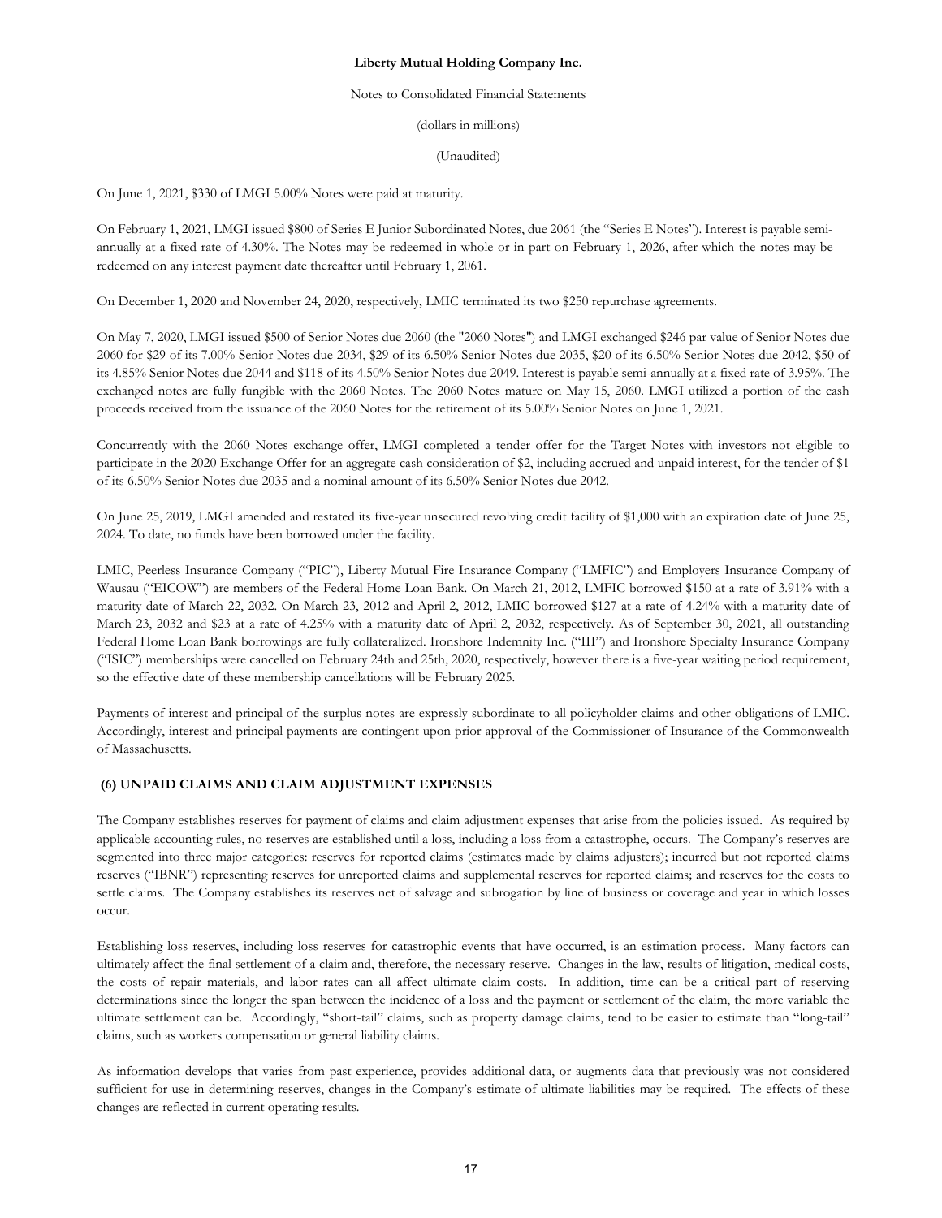On June 1, 2021, $330 of LMGI 5.00% Notes were paid at maturity.

On February 1, 2021, LMGI issued $800 of Series E Junior Subordinated Notes, due 2061 (the "Series E Notes"). Interest is payable semi-annually at a fixed rate of 4.30%. The Notes may be redeemed in whole or in part on February 1, 2026, after which the notes may be redeemed on any interest payment date thereafter until February 1, 2061.

On December 1, 2020 and November 24, 2020, respectively, LMIC terminated its two $250 repurchase agreements.

On May 7, 2020, LMGI issued $500 of Senior Notes due 2060 (the "2060 Notes") and LMGI exchanged $246 par value of Senior Notes due 2060 for $29 of its 7.00% Senior Notes due 2034, $29 of its 6.50% Senior Notes due 2035, $20 of its 6.50% Senior Notes due 2042, $50 of its 4.85% Senior Notes due 2044 and $118 of its 4.50% Senior Notes due 2049. Interest is payable semi-annually at a fixed rate of 3.95%. The exchanged notes are fully fungible with the 2060 Notes. The 2060 Notes mature on May 15, 2060. LMGI utilized a portion of the cash proceeds received from the issuance of the 2060 Notes for the retirement of its 5.00% Senior Notes on June 1, 2021.

Concurrently with the 2060 Notes exchange offer, LMGI completed a tender offer for the Target Notes with investors not eligible to participate in the 2020 Exchange Offer for an aggregate cash consideration of $2, including accrued and unpaid interest, for the tender of $1 of its 6.50% Senior Notes due 2035 and a nominal amount of its 6.50% Senior Notes due 2042.

On June 25, 2019, LMGI amended and restated its five-year unsecured revolving credit facility of $1,000 with an expiration date of June 25, 2024. To date, no funds have been borrowed under the facility.

LMIC, Peerless Insurance Company ("PIC"), Liberty Mutual Fire Insurance Company ("LMFIC") and Employers Insurance Company of Wausau ("EICOW") are members of the Federal Home Loan Bank. On March 21, 2012, LMFIC borrowed $150 at a rate of 3.91% with a maturity date of March 22, 2032. On March 23, 2012 and April 2, 2012, LMIC borrowed $127 at a rate of 4.24% with a maturity date of March 23, 2032 and $23 at a rate of 4.25% with a maturity date of April 2, 2032, respectively. As of September 30, 2021, all outstanding Federal Home Loan Bank borrowings are fully collateralized. Ironshore Indemnity Inc. ("III") and Ironshore Specialty Insurance Company ("ISIC") memberships were cancelled on February 24th and 25th, 2020, respectively, however there is a five-year waiting period requirement, so the effective date of these membership cancellations will be February 2025.

Payments of interest and principal of the surplus notes are expressly subordinate to all policyholder claims and other obligations of LMIC. Accordingly, interest and principal payments are contingent upon prior approval of the Commissioner of Insurance of the Commonwealth of Massachusetts.

## (6) UNPAID CLAIMS AND CLAIM ADJUSTMENT EXPENSES

The Company establishes reserves for payment of claims and claim adjustment expenses that arise from the policies issued. As required by applicable accounting rules, no reserves are established until a loss, including a loss from a catastrophe, occurs. The Company's reserves are segmented into three major categories: reserves for reported claims (estimates made by claims adjusters); incurred but not reported claims reserves ("IBNR") representing reserves for unreported claims and supplemental reserves for reported claims; and reserves for the costs to settle claims. The Company establishes its reserves net of salvage and subrogation by line of business or coverage and year in which losses occur.

Establishing loss reserves, including loss reserves for catastrophic events that have occurred, is an estimation process. Many factors can ultimately affect the final settlement of a claim and, therefore, the necessary reserve. Changes in the law, results of litigation, medical costs, the costs of repair materials, and labor rates can all affect ultimate claim costs. In addition, time can be a critical part of reserving determinations since the longer the span between the incidence of a loss and the payment or settlement of the claim, the more variable the ultimate settlement can be. Accordingly, "short-tail" claims, such as property damage claims, tend to be easier to estimate than "long-tail" claims, such as workers compensation or general liability claims.

As information develops that varies from past experience, provides additional data, or augments data that previously was not considered sufficient for use in determining reserves, changes in the Company's estimate of ultimate liabilities may be required. The effects of these changes are reflected in current operating results.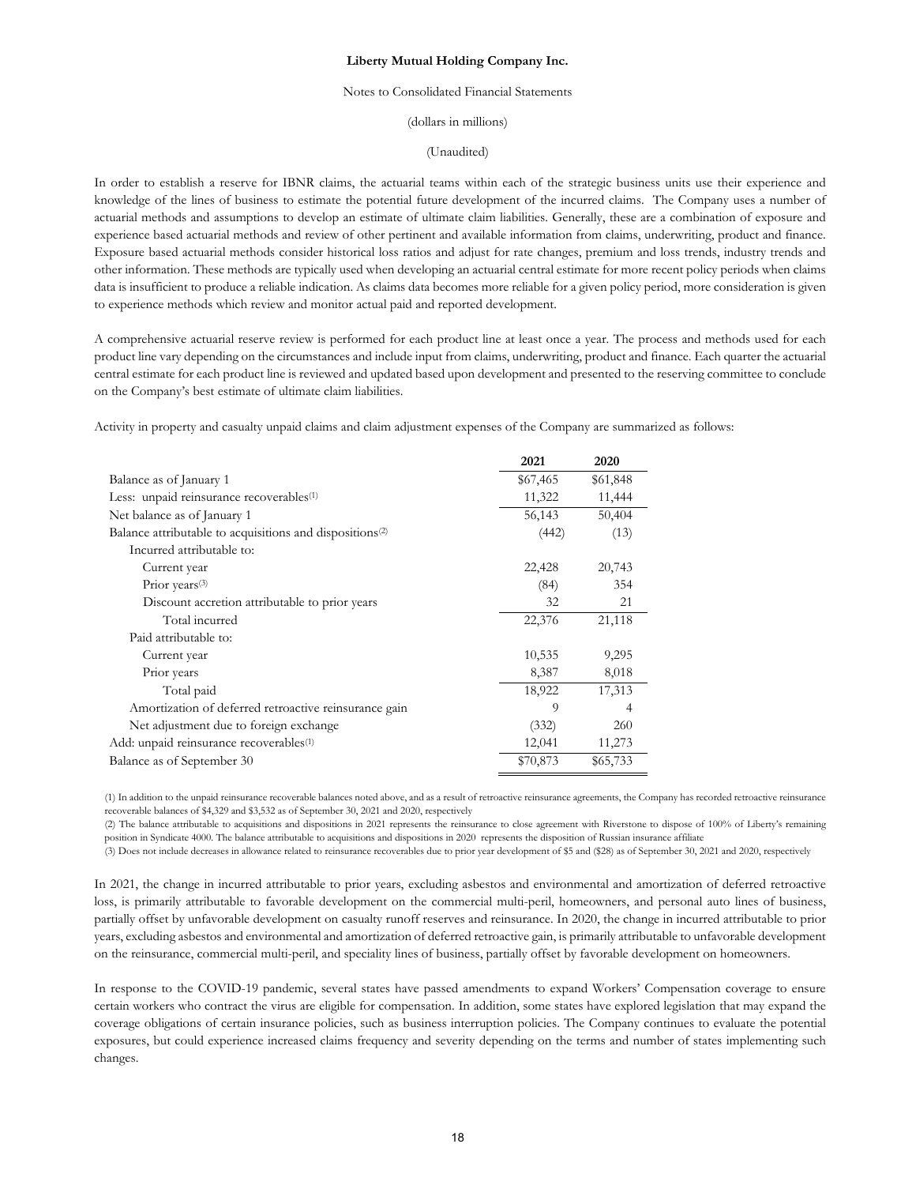In order to establish a reserve for IBNR claims, the actuarial teams within each of the strategic business units use their experience and knowledge of the lines of business to estimate the potential future development of the incurred claims. The Company uses a number of actuarial methods and assumptions to develop an estimate of ultimate claim liabilities. Generally, these are a combination of exposure and experience based actuarial methods and review of other pertinent and available information from claims, underwriting, product and finance. Exposure based actuarial methods consider historical loss ratios and adjust for rate changes, premium and loss trends, industry trends and other information. These methods are typically used when developing an actuarial central estimate for more recent policy periods when claims data is insufficient to produce a reliable indication. As claims data becomes more reliable for a given policy period, more consideration is given to experience methods which review and monitor actual paid and reported development.

A comprehensive actuarial reserve review is performed for each product line at least once a year. The process and methods used for each product line vary depending on the circumstances and include input from claims, underwriting, product and finance. Each quarter the actuarial central estimate for each product line is reviewed and updated based upon development and presented to the reserving committee to conclude on the Company's best estimate of ultimate claim liabilities.

Activity in property and casualty unpaid claims and claim adjustment expenses of the Company are summarized as follows:

| | **2021** | **2020** |
|---|---|---|
| Balance as of January 1 | $67,465 | $61,848 |
| Less: unpaid reinsurance recoverables[1] | 11,322 | 11,444 |
| Net balance as of January 1 | 56,143 | 50,404 |
| Balance attributable to acquisitions and dispositions[2] | (442) | (13) |
| Incurred attributable to: | | |
| Current year | 22,428 | 20,743 |
| Prior years[3] | (84) | 354 |
| Discount accretion attributable to prior years | 32 | 21 |
| Total incurred | 22,376 | 21,118 |
| Paid attributable to: | | |
| Current year | 10,535 | 9,295 |
| Prior years | 8,387 | 8,018 |
| Total paid | 18,922 | 17,313 |
| Amortization of deferred retroactive reinsurance gain | 9 | 4 |
| Net adjustment due to foreign exchange | (332) | 260 |
| Add: unpaid reinsurance recoverables[1] | 12,041 | 11,273 |
| Balance as of September 30 | $70,873 | $65,733 |

(1) In addition to the unpaid reinsurance recoverable balances noted above, and as a result of retroactive reinsurance agreements, the Company has recorded retroactive reinsurance recoverable balances of $4,329 and $3,532 as of September 30, 2021 and 2020, respectively

(2) The balance attributable to acquisitions and dispositions in 2021 represents the reinsurance to close agreement with Riverstone to dispose of 100% of Liberty's remaining position in Syndicate 4000. The balance attributable to acquisitions and dispositions in 2020 represents the disposition of Russian insurance affiliate

(3) Does not include decreases in allowance related to reinsurance recoverables due to prior year development of $5 and ($28) as of September 30, 2021 and 2020, respectively

In 2021, the change in incurred attributable to prior years, excluding asbestos and environmental and amortization of deferred retroactive loss, is primarily attributable to favorable development on the commercial multi-peril, homeowners, and personal auto lines of business, partially offset by unfavorable development on casualty runoff reserves and reinsurance. In 2020, the change in incurred attributable to prior years, excluding asbestos and environmental and amortization of deferred retroactive gain, is primarily attributable to unfavorable development on the reinsurance, commercial multi-peril, and speciality lines of business, partially offset by favorable development on homeowners.

In response to the COVID-19 pandemic, several states have passed amendments to expand Workers' Compensation coverage to ensure certain workers who contract the virus are eligible for compensation. In addition, some states have explored legislation that may expand the coverage obligations of certain insurance policies, such as business interruption policies. The Company continues to evaluate the potential exposures, but could experience increased claims frequency and severity depending on the terms and number of states implementing such changes.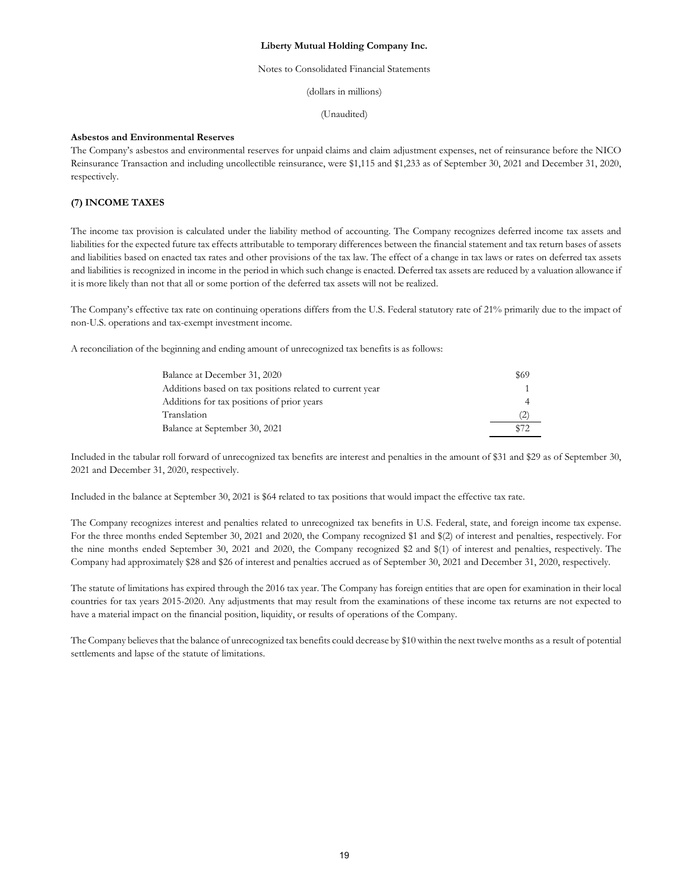**Asbestos and Environmental Reserves**

The Company's asbestos and environmental reserves for unpaid claims and claim adjustment expenses, net of reinsurance before the NICO Reinsurance Transaction and including uncollectible reinsurance, were $1,115 and $1,233 as of September 30, 2021 and December 31, 2020, respectively.

## (7) INCOME TAXES

The income tax provision is calculated under the liability method of accounting. The Company recognizes deferred income tax assets and liabilities for the expected future tax effects attributable to temporary differences between the financial statement and tax return bases of assets and liabilities based on enacted tax rates and other provisions of the tax law. The effect of a change in tax laws or rates on deferred tax assets and liabilities is recognized in income in the period in which such change is enacted. Deferred tax assets are reduced by a valuation allowance if it is more likely than not that all or some portion of the deferred tax assets will not be realized.

The Company's effective tax rate on continuing operations differs from the U.S. Federal statutory rate of 21% primarily due to the impact of non-U.S. operations and tax-exempt investment income.

A reconciliation of the beginning and ending amount of unrecognized tax benefits is as follows:

| | |
|---|---|
| Balance at December 31, 2020 | $69 |
| Additions based on tax positions related to current year | 1 |
| Additions for tax positions of prior years | 4 |
| Translation | (2) |
| Balance at September 30, 2021 | $72 |

Included in the tabular roll forward of unrecognized tax benefits are interest and penalties in the amount of $31 and $29 as of September 30, 2021 and December 31, 2020, respectively.

Included in the balance at September 30, 2021 is $64 related to tax positions that would impact the effective tax rate.

The Company recognizes interest and penalties related to unrecognized tax benefits in U.S. Federal, state, and foreign income tax expense. For the three months ended September 30, 2021 and 2020, the Company recognized $1 and $(2) of interest and penalties, respectively. For the nine months ended September 30, 2021 and 2020, the Company recognized $2 and $(1) of interest and penalties, respectively. The Company had approximately $28 and $26 of interest and penalties accrued as of September 30, 2021 and December 31, 2020, respectively.

The statute of limitations has expired through the 2016 tax year. The Company has foreign entities that are open for examination in their local countries for tax years 2015-2020. Any adjustments that may result from the examinations of these income tax returns are not expected to have a material impact on the financial position, liquidity, or results of operations of the Company.

The Company believes that the balance of unrecognized tax benefits could decrease by $10 within the next twelve months as a result of potential settlements and lapse of the statute of limitations.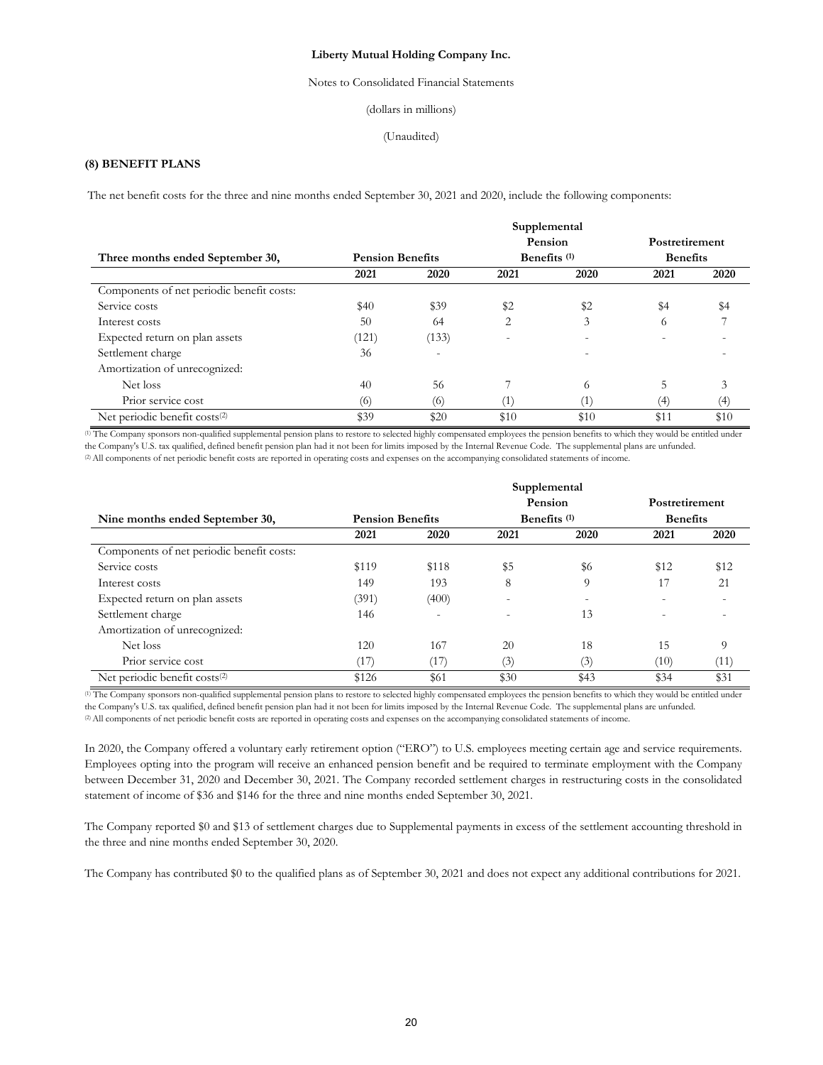Liberty Mutual Holding Company Inc.

Notes to Consolidated Financial Statements

(dollars in millions)

(Unaudited)

**(8) BENEFIT PLANS**

The net benefit costs for the three and nine months ended September 30, 2021 and 2020, include the following components:

| Three months ended September 30, | Pension Benefits | | Supplemental Pension Benefits [(1)] | | Postretirement Benefits | |
|---|---|---|---|---|---|---|
| | **2021** | **2020** | **2021** | **2020** | **2021** | **2020** |
| Components of net periodic benefit costs: | | | | | | |
| Service costs | $40 | $39 | $2 | $2 | $4 | $4 |
| Interest costs | 50 | 64 | 2 | 3 | 6 | 7 |
| Expected return on plan assets | (121) | (133) | - | - | - | - |
| Settlement charge | 36 | - | | - | | - |
| Amortization of unrecognized: | | | | | | |
| Net loss | 40 | 56 | 7 | 6 | 5 | 3 |
| Prior service cost | (6) | (6) | (1) | (1) | (4) | (4) |
| Net periodic benefit costs[(2)] | $39 | $20 | $10 | $10 | $11 | $10 |

[(1)] The Company sponsors non-qualified supplemental pension plans to restore to selected highly compensated employees the pension benefits to which they would be entitled under the Company's U.S. tax qualified, defined benefit pension plan had it not been for limits imposed by the Internal Revenue Code. The supplemental plans are unfunded.
[(2)] All components of net periodic benefit costs are reported in operating costs and expenses on the accompanying consolidated statements of income.

| Nine months ended September 30, | Pension Benefits | | Supplemental Pension Benefits [(1)] | | Postretirement Benefits | |
|---|---|---|---|---|---|---|
| | **2021** | **2020** | **2021** | **2020** | **2021** | **2020** |
| Components of net periodic benefit costs: | | | | | | |
| Service costs | $119 | $118 | $5 | $6 | $12 | $12 |
| Interest costs | 149 | 193 | 8 | 9 | 17 | 21 |
| Expected return on plan assets | (391) | (400) | - | - | - | - |
| Settlement charge | 146 | - | - | 13 | - | - |
| Amortization of unrecognized: | | | | | | |
| Net loss | 120 | 167 | 20 | 18 | 15 | 9 |
| Prior service cost | (17) | (17) | (3) | (3) | (10) | (11) |
| Net periodic benefit costs[(2)] | $126 | $61 | $30 | $43 | $34 | $31 |

[(1)] The Company sponsors non-qualified supplemental pension plans to restore to selected highly compensated employees the pension benefits to which they would be entitled under the Company's U.S. tax qualified, defined benefit pension plan had it not been for limits imposed by the Internal Revenue Code. The supplemental plans are unfunded.
[(2)] All components of net periodic benefit costs are reported in operating costs and expenses on the accompanying consolidated statements of income.

In 2020, the Company offered a voluntary early retirement option ("ERO") to U.S. employees meeting certain age and service requirements. Employees opting into the program will receive an enhanced pension benefit and be required to terminate employment with the Company between December 31, 2020 and December 30, 2021. The Company recorded settlement charges in restructuring costs in the consolidated statement of income of $36 and $146 for the three and nine months ended September 30, 2021.

The Company reported $0 and $13 of settlement charges due to Supplemental payments in excess of the settlement accounting threshold in the three and nine months ended September 30, 2020.

The Company has contributed $0 to the qualified plans as of September 30, 2021 and does not expect any additional contributions for 2021.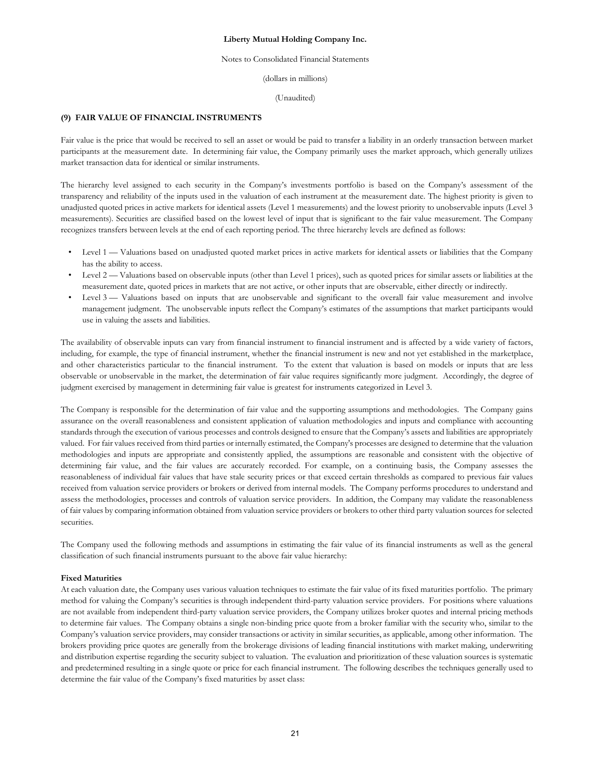## (9) FAIR VALUE OF FINANCIAL INSTRUMENTS

Fair value is the price that would be received to sell an asset or would be paid to transfer a liability in an orderly transaction between market participants at the measurement date. In determining fair value, the Company primarily uses the market approach, which generally utilizes market transaction data for identical or similar instruments.

The hierarchy level assigned to each security in the Company's investments portfolio is based on the Company's assessment of the transparency and reliability of the inputs used in the valuation of each instrument at the measurement date. The highest priority is given to unadjusted quoted prices in active markets for identical assets (Level 1 measurements) and the lowest priority to unobservable inputs (Level 3 measurements). Securities are classified based on the lowest level of input that is significant to the fair value measurement. The Company recognizes transfers between levels at the end of each reporting period. The three hierarchy levels are defined as follows:

- Level 1 — Valuations based on unadjusted quoted market prices in active markets for identical assets or liabilities that the Company has the ability to access.
- Level 2 — Valuations based on observable inputs (other than Level 1 prices), such as quoted prices for similar assets or liabilities at the measurement date, quoted prices in markets that are not active, or other inputs that are observable, either directly or indirectly.
- Level 3 — Valuations based on inputs that are unobservable and significant to the overall fair value measurement and involve management judgment. The unobservable inputs reflect the Company's estimates of the assumptions that market participants would use in valuing the assets and liabilities.

The availability of observable inputs can vary from financial instrument to financial instrument and is affected by a wide variety of factors, including, for example, the type of financial instrument, whether the financial instrument is new and not yet established in the marketplace, and other characteristics particular to the financial instrument. To the extent that valuation is based on models or inputs that are less observable or unobservable in the market, the determination of fair value requires significantly more judgment. Accordingly, the degree of judgment exercised by management in determining fair value is greatest for instruments categorized in Level 3.

The Company is responsible for the determination of fair value and the supporting assumptions and methodologies. The Company gains assurance on the overall reasonableness and consistent application of valuation methodologies and inputs and compliance with accounting standards through the execution of various processes and controls designed to ensure that the Company's assets and liabilities are appropriately valued. For fair values received from third parties or internally estimated, the Company's processes are designed to determine that the valuation methodologies and inputs are appropriate and consistently applied, the assumptions are reasonable and consistent with the objective of determining fair value, and the fair values are accurately recorded. For example, on a continuing basis, the Company assesses the reasonableness of individual fair values that have stale security prices or that exceed certain thresholds as compared to previous fair values received from valuation service providers or brokers or derived from internal models. The Company performs procedures to understand and assess the methodologies, processes and controls of valuation service providers. In addition, the Company may validate the reasonableness of fair values by comparing information obtained from valuation service providers or brokers to other third party valuation sources for selected securities.

The Company used the following methods and assumptions in estimating the fair value of its financial instruments as well as the general classification of such financial instruments pursuant to the above fair value hierarchy:

**Fixed Maturities**

At each valuation date, the Company uses various valuation techniques to estimate the fair value of its fixed maturities portfolio. The primary method for valuing the Company's securities is through independent third-party valuation service providers. For positions where valuations are not available from independent third-party valuation service providers, the Company utilizes broker quotes and internal pricing methods to determine fair values. The Company obtains a single non-binding price quote from a broker familiar with the security who, similar to the Company's valuation service providers, may consider transactions or activity in similar securities, as applicable, among other information. The brokers providing price quotes are generally from the brokerage divisions of leading financial institutions with market making, underwriting and distribution expertise regarding the security subject to valuation. The evaluation and prioritization of these valuation sources is systematic and predetermined resulting in a single quote or price for each financial instrument. The following describes the techniques generally used to determine the fair value of the Company's fixed maturities by asset class: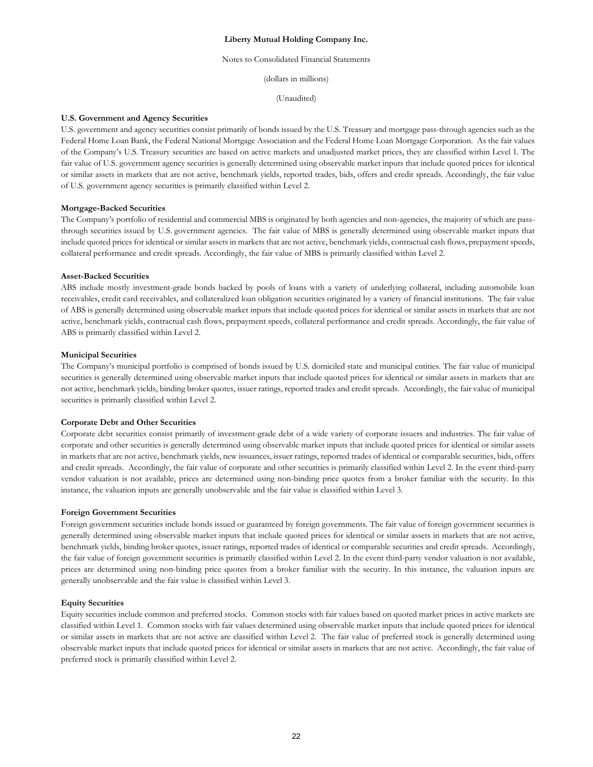**U.S. Government and Agency Securities**

U.S. government and agency securities consist primarily of bonds issued by the U.S. Treasury and mortgage pass-through agencies such as the Federal Home Loan Bank, the Federal National Mortgage Association and the Federal Home Loan Mortgage Corporation. As the fair values of the Company's U.S. Treasury securities are based on active markets and unadjusted market prices, they are classified within Level 1. The fair value of U.S. government agency securities is generally determined using observable market inputs that include quoted prices for identical or similar assets in markets that are not active, benchmark yields, reported trades, bids, offers and credit spreads. Accordingly, the fair value of U.S. government agency securities is primarily classified within Level 2.

**Mortgage-Backed Securities**

The Company's portfolio of residential and commercial MBS is originated by both agencies and non-agencies, the majority of which are pass-through securities issued by U.S. government agencies. The fair value of MBS is generally determined using observable market inputs that include quoted prices for identical or similar assets in markets that are not active, benchmark yields, contractual cash flows, prepayment speeds, collateral performance and credit spreads. Accordingly, the fair value of MBS is primarily classified within Level 2.

**Asset-Backed Securities**

ABS include mostly investment-grade bonds backed by pools of loans with a variety of underlying collateral, including automobile loan receivables, credit card receivables, and collateralized loan obligation securities originated by a variety of financial institutions. The fair value of ABS is generally determined using observable market inputs that include quoted prices for identical or similar assets in markets that are not active, benchmark yields, contractual cash flows, prepayment speeds, collateral performance and credit spreads. Accordingly, the fair value of ABS is primarily classified within Level 2.

**Municipal Securities**

The Company's municipal portfolio is comprised of bonds issued by U.S. domiciled state and municipal entities. The fair value of municipal securities is generally determined using observable market inputs that include quoted prices for identical or similar assets in markets that are not active, benchmark yields, binding broker quotes, issuer ratings, reported trades and credit spreads. Accordingly, the fair value of municipal securities is primarily classified within Level 2.

**Corporate Debt and Other Securities**

Corporate debt securities consist primarily of investment-grade debt of a wide variety of corporate issuers and industries. The fair value of corporate and other securities is generally determined using observable market inputs that include quoted prices for identical or similar assets in markets that are not active, benchmark yields, new issuances, issuer ratings, reported trades of identical or comparable securities, bids, offers and credit spreads. Accordingly, the fair value of corporate and other securities is primarily classified within Level 2. In the event third-party vendor valuation is not available, prices are determined using non-binding price quotes from a broker familiar with the security. In this instance, the valuation inputs are generally unobservable and the fair value is classified within Level 3.

**Foreign Government Securities**

Foreign government securities include bonds issued or guaranteed by foreign governments. The fair value of foreign government securities is generally determined using observable market inputs that include quoted prices for identical or similar assets in markets that are not active, benchmark yields, binding broker quotes, issuer ratings, reported trades of identical or comparable securities and credit spreads. Accordingly, the fair value of foreign government securities is primarily classified within Level 2. In the event third-party vendor valuation is not available, prices are determined using non-binding price quotes from a broker familiar with the security. In this instance, the valuation inputs are generally unobservable and the fair value is classified within Level 3.

**Equity Securities**

Equity securities include common and preferred stocks. Common stocks with fair values based on quoted market prices in active markets are classified within Level 1. Common stocks with fair values determined using observable market inputs that include quoted prices for identical or similar assets in markets that are not active are classified within Level 2. The fair value of preferred stock is generally determined using observable market inputs that include quoted prices for identical or similar assets in markets that are not active. Accordingly, the fair value of preferred stock is primarily classified within Level 2.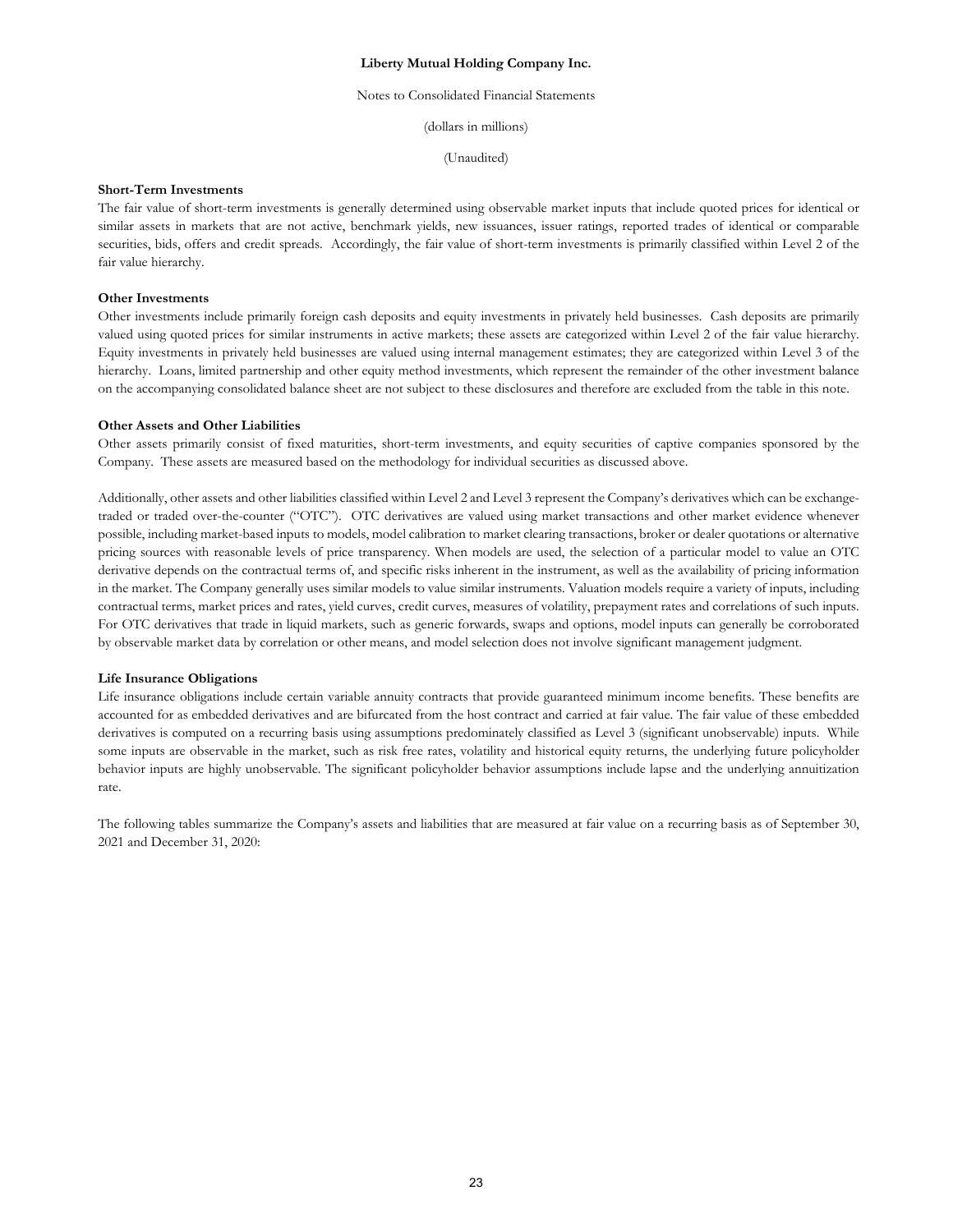**Short-Term Investments**

The fair value of short-term investments is generally determined using observable market inputs that include quoted prices for identical or similar assets in markets that are not active, benchmark yields, new issuances, issuer ratings, reported trades of identical or comparable securities, bids, offers and credit spreads. Accordingly, the fair value of short-term investments is primarily classified within Level 2 of the fair value hierarchy.

**Other Investments**

Other investments include primarily foreign cash deposits and equity investments in privately held businesses. Cash deposits are primarily valued using quoted prices for similar instruments in active markets; these assets are categorized within Level 2 of the fair value hierarchy. Equity investments in privately held businesses are valued using internal management estimates; they are categorized within Level 3 of the hierarchy. Loans, limited partnership and other equity method investments, which represent the remainder of the other investment balance on the accompanying consolidated balance sheet are not subject to these disclosures and therefore are excluded from the table in this note.

**Other Assets and Other Liabilities**

Other assets primarily consist of fixed maturities, short-term investments, and equity securities of captive companies sponsored by the Company. These assets are measured based on the methodology for individual securities as discussed above.

Additionally, other assets and other liabilities classified within Level 2 and Level 3 represent the Company's derivatives which can be exchange-traded or traded over-the-counter ("OTC"). OTC derivatives are valued using market transactions and other market evidence whenever possible, including market-based inputs to models, model calibration to market clearing transactions, broker or dealer quotations or alternative pricing sources with reasonable levels of price transparency. When models are used, the selection of a particular model to value an OTC derivative depends on the contractual terms of, and specific risks inherent in the instrument, as well as the availability of pricing information in the market. The Company generally uses similar models to value similar instruments. Valuation models require a variety of inputs, including contractual terms, market prices and rates, yield curves, credit curves, measures of volatility, prepayment rates and correlations of such inputs. For OTC derivatives that trade in liquid markets, such as generic forwards, swaps and options, model inputs can generally be corroborated by observable market data by correlation or other means, and model selection does not involve significant management judgment.

**Life Insurance Obligations**

Life insurance obligations include certain variable annuity contracts that provide guaranteed minimum income benefits. These benefits are accounted for as embedded derivatives and are bifurcated from the host contract and carried at fair value. The fair value of these embedded derivatives is computed on a recurring basis using assumptions predominately classified as Level 3 (significant unobservable) inputs. While some inputs are observable in the market, such as risk free rates, volatility and historical equity returns, the underlying future policyholder behavior inputs are highly unobservable. The significant policyholder behavior assumptions include lapse and the underlying annuitization rate.

The following tables summarize the Company's assets and liabilities that are measured at fair value on a recurring basis as of September 30, 2021 and December 31, 2020: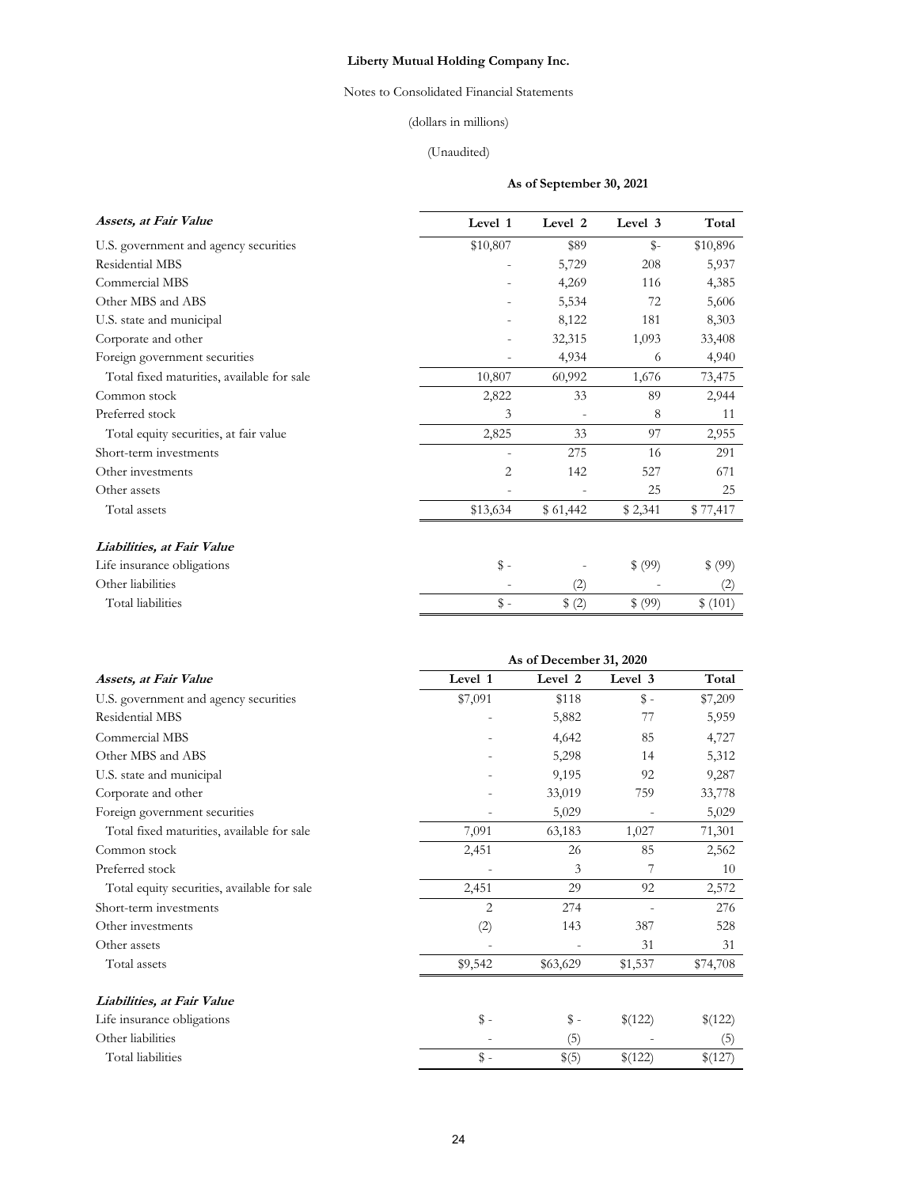**Liberty Mutual Holding Company Inc.**

Notes to Consolidated Financial Statements

(dollars in millions)

(Unaudited)

**As of September 30, 2021**

| ***Assets, at Fair Value*** | Level 1 | Level 2 | Level 3 | Total |
|---|---|---|---|---|
| U.S. government and agency securities | $10,807 | $89 | $- | $10,896 |
| Residential MBS | - | 5,729 | 208 | 5,937 |
| Commercial MBS | - | 4,269 | 116 | 4,385 |
| Other MBS and ABS | - | 5,534 | 72 | 5,606 |
| U.S. state and municipal | - | 8,122 | 181 | 8,303 |
| Corporate and other | - | 32,315 | 1,093 | 33,408 |
| Foreign government securities | - | 4,934 | 6 | 4,940 |
| Total fixed maturities, available for sale | 10,807 | 60,992 | 1,676 | 73,475 |
| Common stock | 2,822 | 33 | 89 | 2,944 |
| Preferred stock | 3 | - | 8 | 11 |
| Total equity securities, at fair value | 2,825 | 33 | 97 | 2,955 |
| Short-term investments | - | 275 | 16 | 291 |
| Other investments | 2 | 142 | 527 | 671 |
| Other assets | - | - | 25 | 25 |
| Total assets | $13,634 | $ 61,442 | $ 2,341 | $ 77,417 |
| ***Liabilities, at Fair Value*** | | | | |
| Life insurance obligations | $ - | - | $ (99) | $ (99) |
| Other liabilities | - | (2) | - | (2) |
| Total liabilities | $ - | $ (2) | $ (99) | $ (101) |

**As of December 31, 2020**

| ***Assets, at Fair Value*** | Level 1 | Level 2 | Level 3 | Total |
|---|---|---|---|---|
| U.S. government and agency securities | $7,091 | $118 | $ - | $7,209 |
| Residential MBS | - | 5,882 | 77 | 5,959 |
| Commercial MBS | - | 4,642 | 85 | 4,727 |
| Other MBS and ABS | - | 5,298 | 14 | 5,312 |
| U.S. state and municipal | - | 9,195 | 92 | 9,287 |
| Corporate and other | - | 33,019 | 759 | 33,778 |
| Foreign government securities | - | 5,029 | - | 5,029 |
| Total fixed maturities, available for sale | 7,091 | 63,183 | 1,027 | 71,301 |
| Common stock | 2,451 | 26 | 85 | 2,562 |
| Preferred stock | - | 3 | 7 | 10 |
| Total equity securities, available for sale | 2,451 | 29 | 92 | 2,572 |
| Short-term investments | 2 | 274 | - | 276 |
| Other investments | (2) | 143 | 387 | 528 |
| Other assets | - | - | 31 | 31 |
| Total assets | $9,542 | $63,629 | $1,537 | $74,708 |
| ***Liabilities, at Fair Value*** | | | | |
| Life insurance obligations | $ - | $ - | $(122) | $(122) |
| Other liabilities | - | (5) | - | (5) |
| Total liabilities | $ - | $(5) | $(122) | $(127) |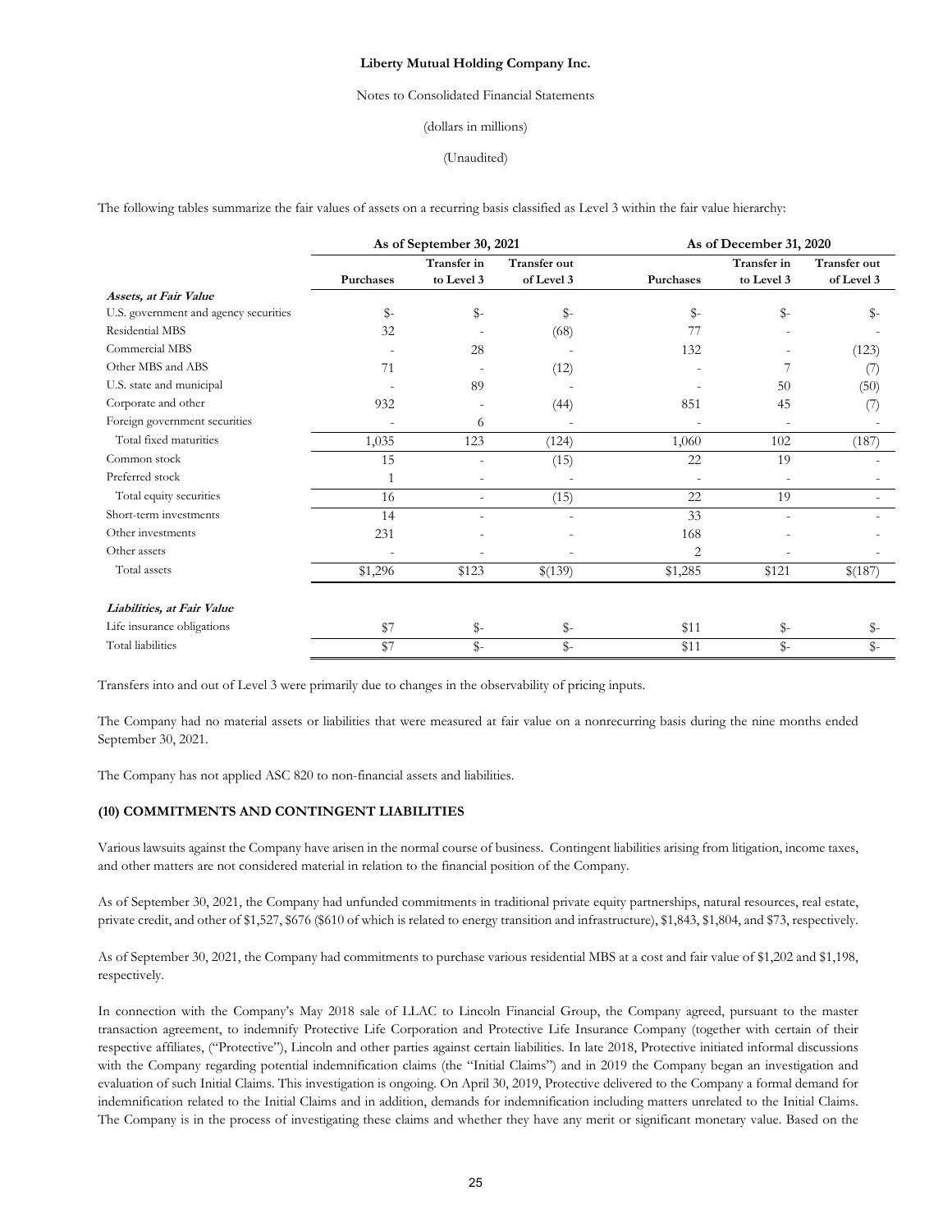Liberty Mutual Holding Company Inc.

Notes to Consolidated Financial Statements

(dollars in millions)

(Unaudited)

The following tables summarize the fair values of assets on a recurring basis classified as Level 3 within the fair value hierarchy:

| | As of September 30, 2021 | | | As of December 31, 2020 | | |
|---|---|---|---|---|---|---|
| | Purchases | Transfer in to Level 3 | Transfer out of Level 3 | Purchases | Transfer in to Level 3 | Transfer out of Level 3 |
| ***Assets, at Fair Value*** | | | | | | |
| U.S. government and agency securities | $- | $- | $- | $- | $- | $- |
| Residential MBS | 32 | - | (68) | 77 | - | - |
| Commercial MBS | - | 28 | - | 132 | - | (123) |
| Other MBS and ABS | 71 | - | (12) | - | 7 | (7) |
| U.S. state and municipal | - | 89 | - | - | 50 | (50) |
| Corporate and other | 932 | - | (44) | 851 | 45 | (7) |
| Foreign government securities | - | 6 | - | - | - | - |
| Total fixed maturities | 1,035 | 123 | (124) | 1,060 | 102 | (187) |
| Common stock | 15 | - | (15) | 22 | 19 | - |
| Preferred stock | 1 | - | - | - | - | - |
| Total equity securities | 16 | - | (15) | 22 | 19 | - |
| Short-term investments | 14 | - | - | 33 | - | - |
| Other investments | 231 | - | - | 168 | - | - |
| Other assets | - | - | - | 2 | - | - |
| Total assets | $1,296 | $123 | $(139) | $1,285 | $121 | $(187) |
| ***Liabilities, at Fair Value*** | | | | | | |
| Life insurance obligations | $7 | $- | $- | $11 | $- | $- |
| Total liabilities | $7 | $- | $- | $11 | $- | $- |

Transfers into and out of Level 3 were primarily due to changes in the observability of pricing inputs.

The Company had no material assets or liabilities that were measured at fair value on a nonrecurring basis during the nine months ended September 30, 2021.

The Company has not applied ASC 820 to non-financial assets and liabilities.

## (10) COMMITMENTS AND CONTINGENT LIABILITIES

Various lawsuits against the Company have arisen in the normal course of business. Contingent liabilities arising from litigation, income taxes, and other matters are not considered material in relation to the financial position of the Company.

As of September 30, 2021, the Company had unfunded commitments in traditional private equity partnerships, natural resources, real estate, private credit, and other of $1,527, $676 ($610 of which is related to energy transition and infrastructure), $1,843, $1,804, and $73, respectively.

As of September 30, 2021, the Company had commitments to purchase various residential MBS at a cost and fair value of $1,202 and $1,198, respectively.

In connection with the Company's May 2018 sale of LLAC to Lincoln Financial Group, the Company agreed, pursuant to the master transaction agreement, to indemnify Protective Life Corporation and Protective Life Insurance Company (together with certain of their respective affiliates, ("Protective"), Lincoln and other parties against certain liabilities. In late 2018, Protective initiated informal discussions with the Company regarding potential indemnification claims (the "Initial Claims") and in 2019 the Company began an investigation and evaluation of such Initial Claims. This investigation is ongoing. On April 30, 2019, Protective delivered to the Company a formal demand for indemnification related to the Initial Claims and in addition, demands for indemnification including matters unrelated to the Initial Claims. The Company is in the process of investigating these claims and whether they have any merit or significant monetary value. Based on the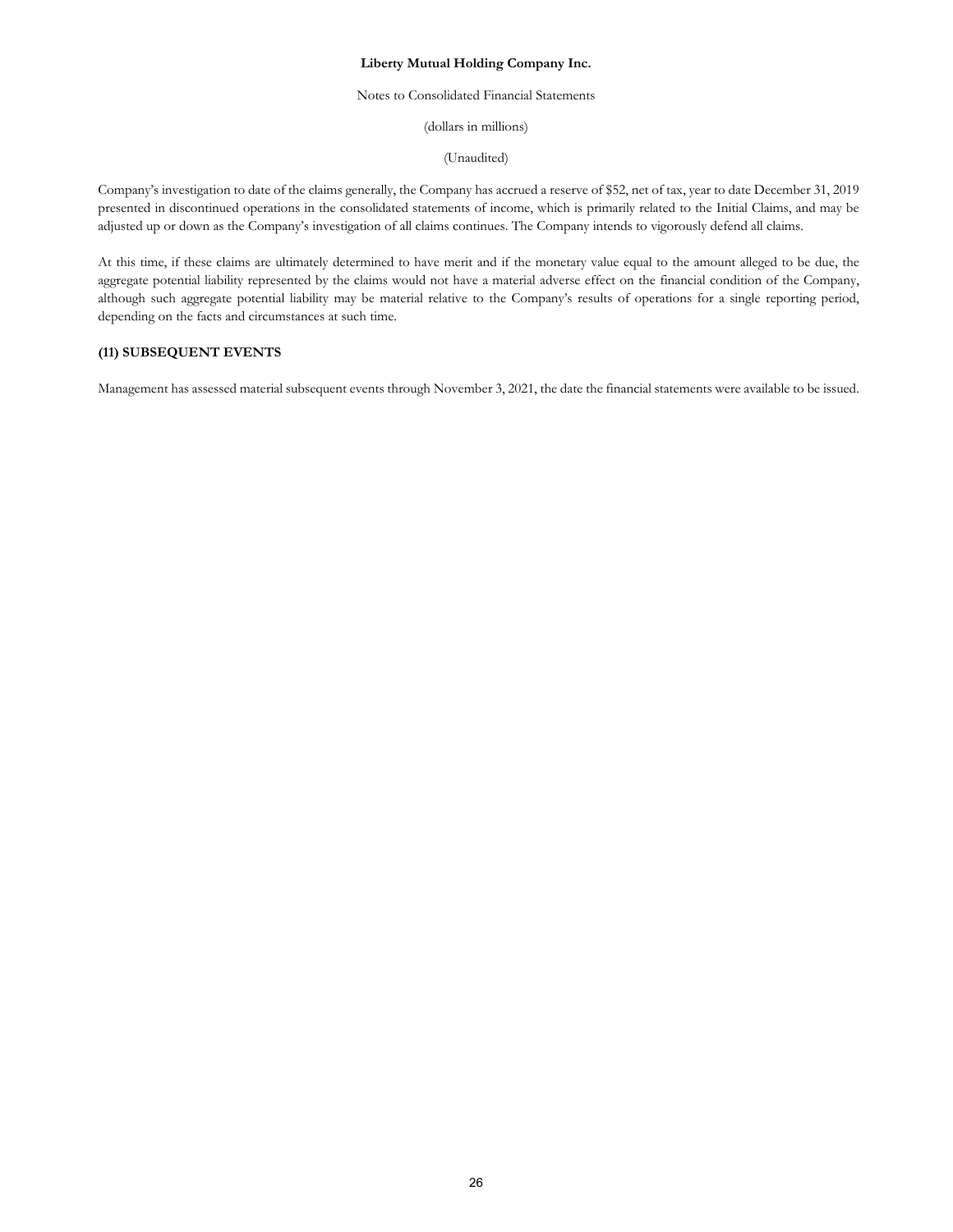Company's investigation to date of the claims generally, the Company has accrued a reserve of $52, net of tax, year to date December 31, 2019 presented in discontinued operations in the consolidated statements of income, which is primarily related to the Initial Claims, and may be adjusted up or down as the Company's investigation of all claims continues. The Company intends to vigorously defend all claims.

At this time, if these claims are ultimately determined to have merit and if the monetary value equal to the amount alleged to be due, the aggregate potential liability represented by the claims would not have a material adverse effect on the financial condition of the Company, although such aggregate potential liability may be material relative to the Company's results of operations for a single reporting period, depending on the facts and circumstances at such time.

### (11) SUBSEQUENT EVENTS

Management has assessed material subsequent events through November 3, 2021, the date the financial statements were available to be issued.